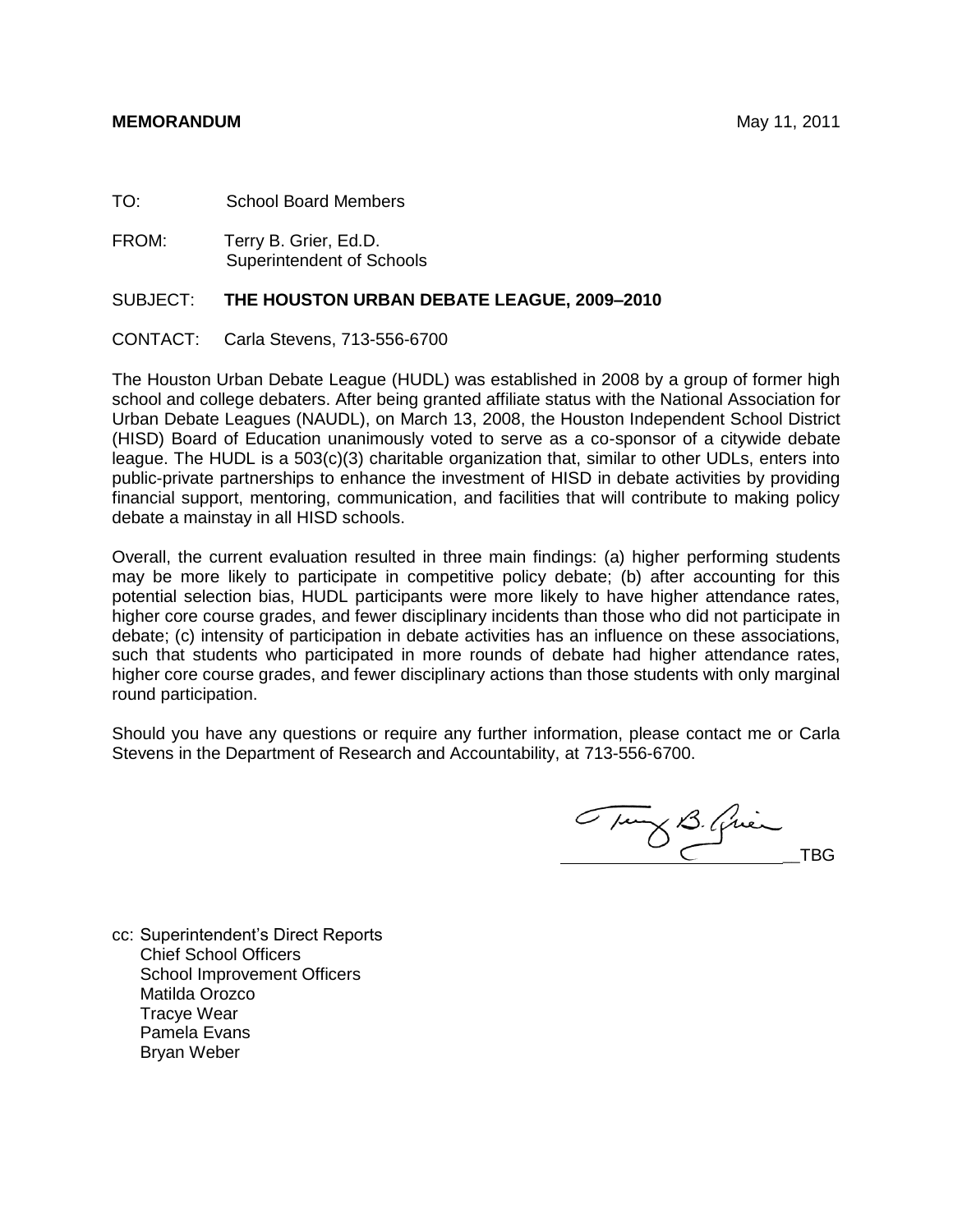**MEMORANDUM** May 11, 2011

TO: School Board Members

FROM: Terry B. Grier, Ed.D.
Superintendent of Schools

SUBJECT: **THE HOUSTON URBAN DEBATE LEAGUE, 2009–2010**

CONTACT: Carla Stevens, 713-556-6700

The Houston Urban Debate League (HUDL) was established in 2008 by a group of former high school and college debaters. After being granted affiliate status with the National Association for Urban Debate Leagues (NAUDL), on March 13, 2008, the Houston Independent School District (HISD) Board of Education unanimously voted to serve as a co-sponsor of a citywide debate league. The HUDL is a 503(c)(3) charitable organization that, similar to other UDLs, enters into public-private partnerships to enhance the investment of HISD in debate activities by providing financial support, mentoring, communication, and facilities that will contribute to making policy debate a mainstay in all HISD schools.

Overall, the current evaluation resulted in three main findings: (a) higher performing students may be more likely to participate in competitive policy debate; (b) after accounting for this potential selection bias, HUDL participants were more likely to have higher attendance rates, higher core course grades, and fewer disciplinary incidents than those who did not participate in debate; (c) intensity of participation in debate activities has an influence on these associations, such that students who participated in more rounds of debate had higher attendance rates, higher core course grades, and fewer disciplinary actions than those students with only marginal round participation.

Should you have any questions or require any further information, please contact me or Carla Stevens in the Department of Research and Accountability, at 713-556-6700.

TBG

cc: Superintendent's Direct Reports
Chief School Officers
School Improvement Officers
Matilda Orozco
Tracye Wear
Pamela Evans
Bryan Weber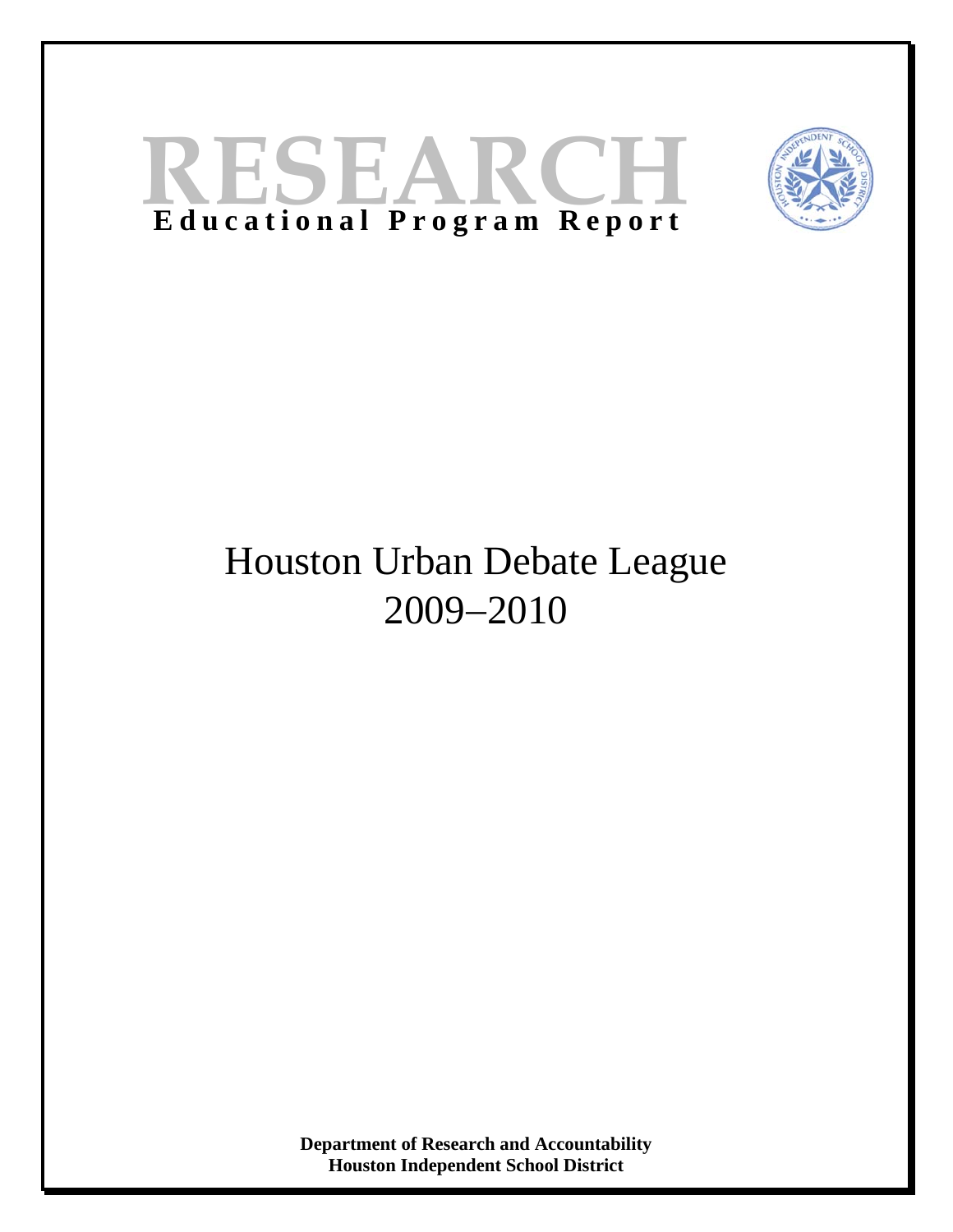# RESEARCH

**Educational Program Report**

# Houston Urban Debate League 2009–2010

**Department of Research and Accountability**
**Houston Independent School District**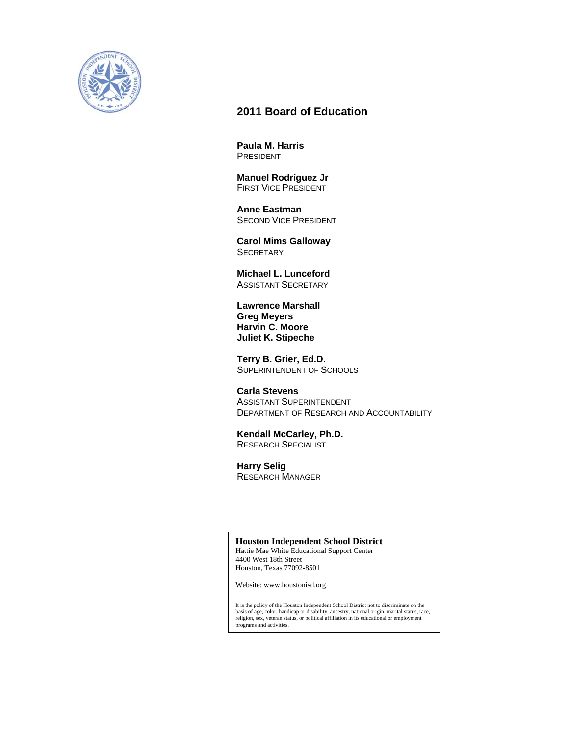## 2011 Board of Education

**Paula M. Harris**
President

**Manuel Rodríguez Jr**
First Vice President

**Anne Eastman**
Second Vice President

**Carol Mims Galloway**
Secretary

**Michael L. Lunceford**
Assistant Secretary

**Lawrence Marshall**
**Greg Meyers**
**Harvin C. Moore**
**Juliet K. Stipeche**

**Terry B. Grier, Ed.D.**
Superintendent of Schools

**Carla Stevens**
Assistant Superintendent
Department of Research and Accountability

**Kendall McCarley, Ph.D.**
Research Specialist

**Harry Selig**
Research Manager

**Houston Independent School District**
Hattie Mae White Educational Support Center
4400 West 18th Street
Houston, Texas 77092-8501

Website: www.houstonisd.org

It is the policy of the Houston Independent School District not to discriminate on the basis of age, color, handicap or disability, ancestry, national origin, marital status, race, religion, sex, veteran status, or political affiliation in its educational or employment programs and activities.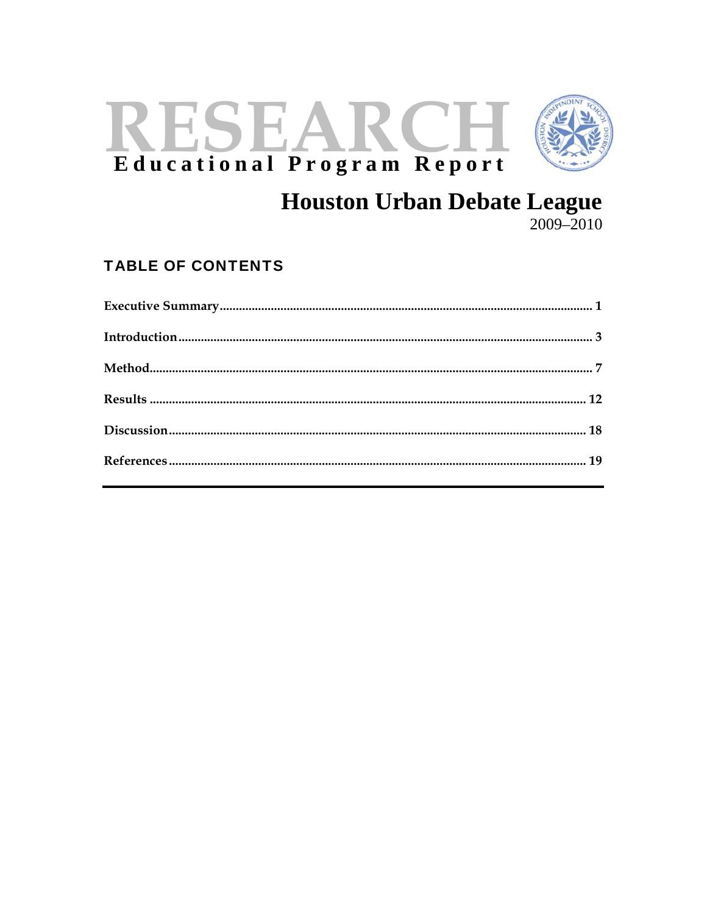# RESEARCH

**Educational Program Report**

## Houston Urban Debate League

2009–2010

### TABLE OF CONTENTS

**Executive Summary** .......... 1

**Introduction** .......... 3

**Method** .......... 7

**Results** .......... 12

**Discussion** .......... 18

**References** .......... 19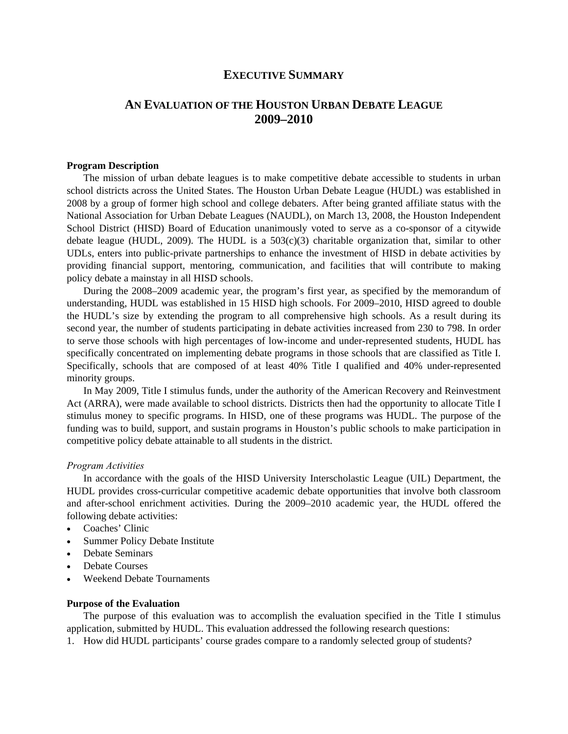# EXECUTIVE SUMMARY

## AN EVALUATION OF THE HOUSTON URBAN DEBATE LEAGUE 2009–2010

**Program Description**

The mission of urban debate leagues is to make competitive debate accessible to students in urban school districts across the United States. The Houston Urban Debate League (HUDL) was established in 2008 by a group of former high school and college debaters. After being granted affiliate status with the National Association for Urban Debate Leagues (NAUDL), on March 13, 2008, the Houston Independent School District (HISD) Board of Education unanimously voted to serve as a co-sponsor of a citywide debate league (HUDL, 2009). The HUDL is a 503(c)(3) charitable organization that, similar to other UDLs, enters into public-private partnerships to enhance the investment of HISD in debate activities by providing financial support, mentoring, communication, and facilities that will contribute to making policy debate a mainstay in all HISD schools.

During the 2008–2009 academic year, the program's first year, as specified by the memorandum of understanding, HUDL was established in 15 HISD high schools. For 2009–2010, HISD agreed to double the HUDL's size by extending the program to all comprehensive high schools. As a result during its second year, the number of students participating in debate activities increased from 230 to 798. In order to serve those schools with high percentages of low-income and under-represented students, HUDL has specifically concentrated on implementing debate programs in those schools that are classified as Title I. Specifically, schools that are composed of at least 40% Title I qualified and 40% under-represented minority groups.

In May 2009, Title I stimulus funds, under the authority of the American Recovery and Reinvestment Act (ARRA), were made available to school districts. Districts then had the opportunity to allocate Title I stimulus money to specific programs. In HISD, one of these programs was HUDL. The purpose of the funding was to build, support, and sustain programs in Houston's public schools to make participation in competitive policy debate attainable to all students in the district.

*Program Activities*

In accordance with the goals of the HISD University Interscholastic League (UIL) Department, the HUDL provides cross-curricular competitive academic debate opportunities that involve both classroom and after-school enrichment activities. During the 2009–2010 academic year, the HUDL offered the following debate activities:

- Coaches' Clinic
- Summer Policy Debate Institute
- Debate Seminars
- Debate Courses
- Weekend Debate Tournaments

**Purpose of the Evaluation**

The purpose of this evaluation was to accomplish the evaluation specified in the Title I stimulus application, submitted by HUDL. This evaluation addressed the following research questions:

1. How did HUDL participants' course grades compare to a randomly selected group of students?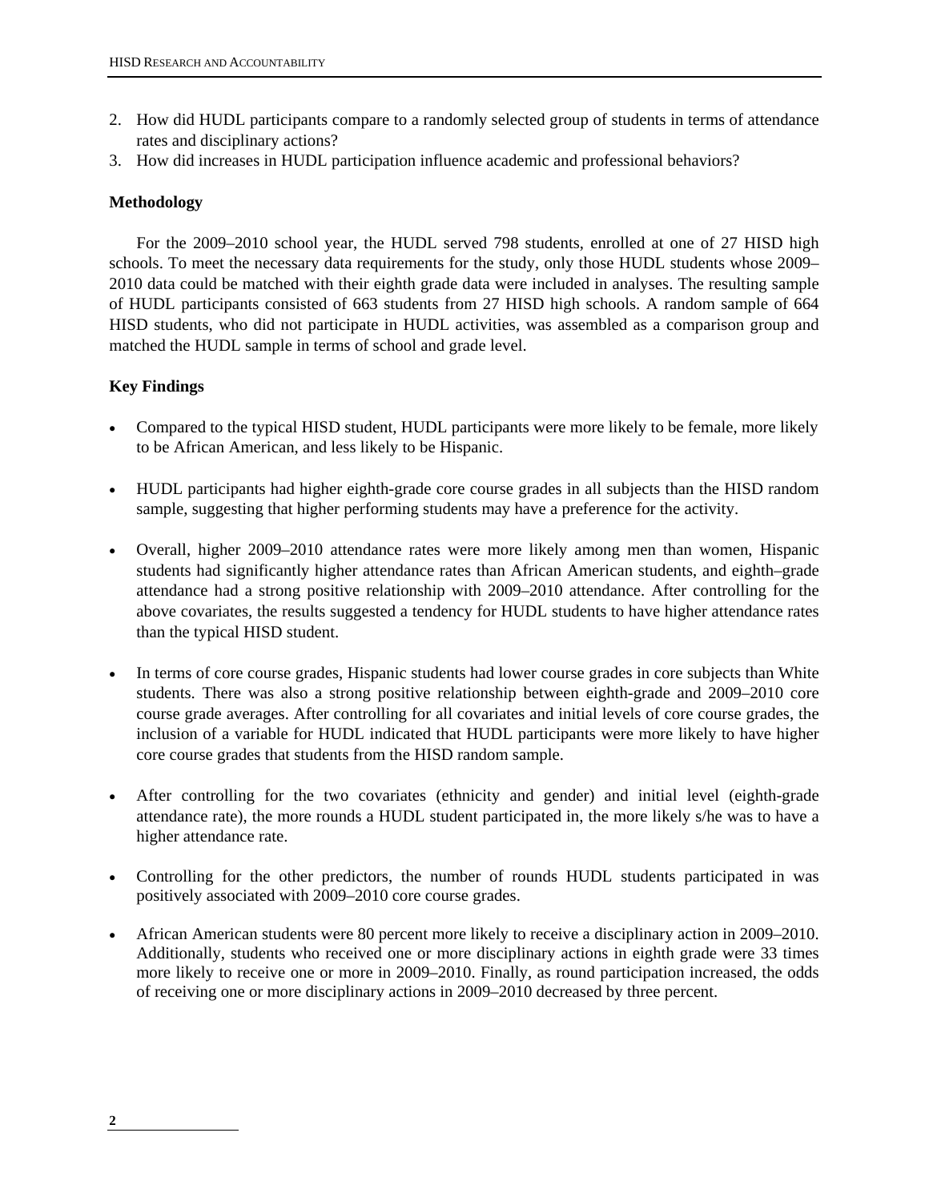2. How did HUDL participants compare to a randomly selected group of students in terms of attendance rates and disciplinary actions?
3. How did increases in HUDL participation influence academic and professional behaviors?

**Methodology**

For the 2009–2010 school year, the HUDL served 798 students, enrolled at one of 27 HISD high schools. To meet the necessary data requirements for the study, only those HUDL students whose 2009–2010 data could be matched with their eighth grade data were included in analyses. The resulting sample of HUDL participants consisted of 663 students from 27 HISD high schools. A random sample of 664 HISD students, who did not participate in HUDL activities, was assembled as a comparison group and matched the HUDL sample in terms of school and grade level.

**Key Findings**

- Compared to the typical HISD student, HUDL participants were more likely to be female, more likely to be African American, and less likely to be Hispanic.

- HUDL participants had higher eighth-grade core course grades in all subjects than the HISD random sample, suggesting that higher performing students may have a preference for the activity.

- Overall, higher 2009–2010 attendance rates were more likely among men than women, Hispanic students had significantly higher attendance rates than African American students, and eighth–grade attendance had a strong positive relationship with 2009–2010 attendance. After controlling for the above covariates, the results suggested a tendency for HUDL students to have higher attendance rates than the typical HISD student.

- In terms of core course grades, Hispanic students had lower course grades in core subjects than White students. There was also a strong positive relationship between eighth-grade and 2009–2010 core course grade averages. After controlling for all covariates and initial levels of core course grades, the inclusion of a variable for HUDL indicated that HUDL participants were more likely to have higher core course grades that students from the HISD random sample.

- After controlling for the two covariates (ethnicity and gender) and initial level (eighth-grade attendance rate), the more rounds a HUDL student participated in, the more likely s/he was to have a higher attendance rate.

- Controlling for the other predictors, the number of rounds HUDL students participated in was positively associated with 2009–2010 core course grades.

- African American students were 80 percent more likely to receive a disciplinary action in 2009–2010. Additionally, students who received one or more disciplinary actions in eighth grade were 33 times more likely to receive one or more in 2009–2010. Finally, as round participation increased, the odds of receiving one or more disciplinary actions in 2009–2010 decreased by three percent.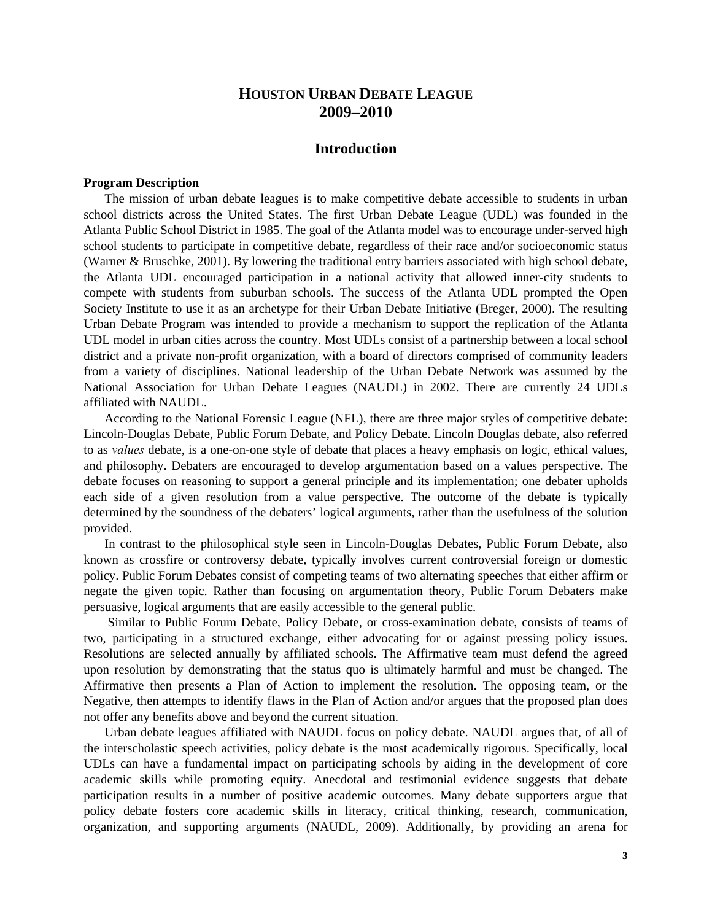# HOUSTON URBAN DEBATE LEAGUE
# 2009–2010

## Introduction

### Program Description

The mission of urban debate leagues is to make competitive debate accessible to students in urban school districts across the United States. The first Urban Debate League (UDL) was founded in the Atlanta Public School District in 1985. The goal of the Atlanta model was to encourage under-served high school students to participate in competitive debate, regardless of their race and/or socioeconomic status (Warner & Bruschke, 2001). By lowering the traditional entry barriers associated with high school debate, the Atlanta UDL encouraged participation in a national activity that allowed inner-city students to compete with students from suburban schools. The success of the Atlanta UDL prompted the Open Society Institute to use it as an archetype for their Urban Debate Initiative (Breger, 2000). The resulting Urban Debate Program was intended to provide a mechanism to support the replication of the Atlanta UDL model in urban cities across the country. Most UDLs consist of a partnership between a local school district and a private non-profit organization, with a board of directors comprised of community leaders from a variety of disciplines. National leadership of the Urban Debate Network was assumed by the National Association for Urban Debate Leagues (NAUDL) in 2002. There are currently 24 UDLs affiliated with NAUDL.

According to the National Forensic League (NFL), there are three major styles of competitive debate: Lincoln-Douglas Debate, Public Forum Debate, and Policy Debate. Lincoln Douglas debate, also referred to as *values* debate, is a one-on-one style of debate that places a heavy emphasis on logic, ethical values, and philosophy. Debaters are encouraged to develop argumentation based on a values perspective. The debate focuses on reasoning to support a general principle and its implementation; one debater upholds each side of a given resolution from a value perspective. The outcome of the debate is typically determined by the soundness of the debaters' logical arguments, rather than the usefulness of the solution provided.

In contrast to the philosophical style seen in Lincoln-Douglas Debates, Public Forum Debate, also known as crossfire or controversy debate, typically involves current controversial foreign or domestic policy. Public Forum Debates consist of competing teams of two alternating speeches that either affirm or negate the given topic. Rather than focusing on argumentation theory, Public Forum Debaters make persuasive, logical arguments that are easily accessible to the general public.

Similar to Public Forum Debate, Policy Debate, or cross-examination debate, consists of teams of two, participating in a structured exchange, either advocating for or against pressing policy issues. Resolutions are selected annually by affiliated schools. The Affirmative team must defend the agreed upon resolution by demonstrating that the status quo is ultimately harmful and must be changed. The Affirmative then presents a Plan of Action to implement the resolution. The opposing team, or the Negative, then attempts to identify flaws in the Plan of Action and/or argues that the proposed plan does not offer any benefits above and beyond the current situation.

Urban debate leagues affiliated with NAUDL focus on policy debate. NAUDL argues that, of all of the interscholastic speech activities, policy debate is the most academically rigorous. Specifically, local UDLs can have a fundamental impact on participating schools by aiding in the development of core academic skills while promoting equity. Anecdotal and testimonial evidence suggests that debate participation results in a number of positive academic outcomes. Many debate supporters argue that policy debate fosters core academic skills in literacy, critical thinking, research, communication, organization, and supporting arguments (NAUDL, 2009). Additionally, by providing an arena for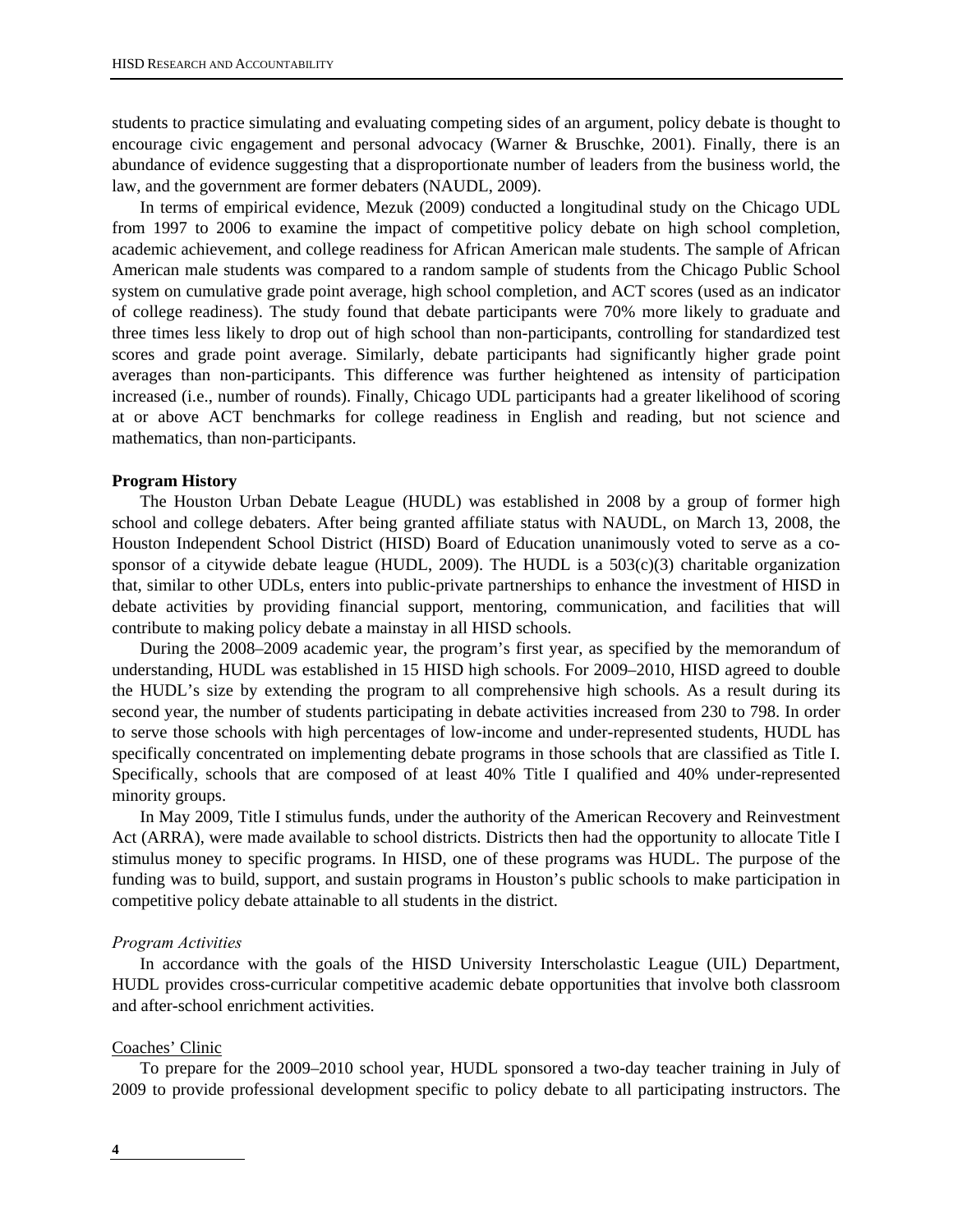students to practice simulating and evaluating competing sides of an argument, policy debate is thought to encourage civic engagement and personal advocacy (Warner & Bruschke, 2001). Finally, there is an abundance of evidence suggesting that a disproportionate number of leaders from the business world, the law, and the government are former debaters (NAUDL, 2009).

In terms of empirical evidence, Mezuk (2009) conducted a longitudinal study on the Chicago UDL from 1997 to 2006 to examine the impact of competitive policy debate on high school completion, academic achievement, and college readiness for African American male students. The sample of African American male students was compared to a random sample of students from the Chicago Public School system on cumulative grade point average, high school completion, and ACT scores (used as an indicator of college readiness). The study found that debate participants were 70% more likely to graduate and three times less likely to drop out of high school than non-participants, controlling for standardized test scores and grade point average. Similarly, debate participants had significantly higher grade point averages than non-participants. This difference was further heightened as intensity of participation increased (i.e., number of rounds). Finally, Chicago UDL participants had a greater likelihood of scoring at or above ACT benchmarks for college readiness in English and reading, but not science and mathematics, than non-participants.

**Program History**

The Houston Urban Debate League (HUDL) was established in 2008 by a group of former high school and college debaters. After being granted affiliate status with NAUDL, on March 13, 2008, the Houston Independent School District (HISD) Board of Education unanimously voted to serve as a co-sponsor of a citywide debate league (HUDL, 2009). The HUDL is a 503(c)(3) charitable organization that, similar to other UDLs, enters into public-private partnerships to enhance the investment of HISD in debate activities by providing financial support, mentoring, communication, and facilities that will contribute to making policy debate a mainstay in all HISD schools.

During the 2008–2009 academic year, the program's first year, as specified by the memorandum of understanding, HUDL was established in 15 HISD high schools. For 2009–2010, HISD agreed to double the HUDL's size by extending the program to all comprehensive high schools. As a result during its second year, the number of students participating in debate activities increased from 230 to 798. In order to serve those schools with high percentages of low-income and under-represented students, HUDL has specifically concentrated on implementing debate programs in those schools that are classified as Title I. Specifically, schools that are composed of at least 40% Title I qualified and 40% under-represented minority groups.

In May 2009, Title I stimulus funds, under the authority of the American Recovery and Reinvestment Act (ARRA), were made available to school districts. Districts then had the opportunity to allocate Title I stimulus money to specific programs. In HISD, one of these programs was HUDL. The purpose of the funding was to build, support, and sustain programs in Houston's public schools to make participation in competitive policy debate attainable to all students in the district.

*Program Activities*

In accordance with the goals of the HISD University Interscholastic League (UIL) Department, HUDL provides cross-curricular competitive academic debate opportunities that involve both classroom and after-school enrichment activities.

<u>Coaches' Clinic</u>

To prepare for the 2009–2010 school year, HUDL sponsored a two-day teacher training in July of 2009 to provide professional development specific to policy debate to all participating instructors. The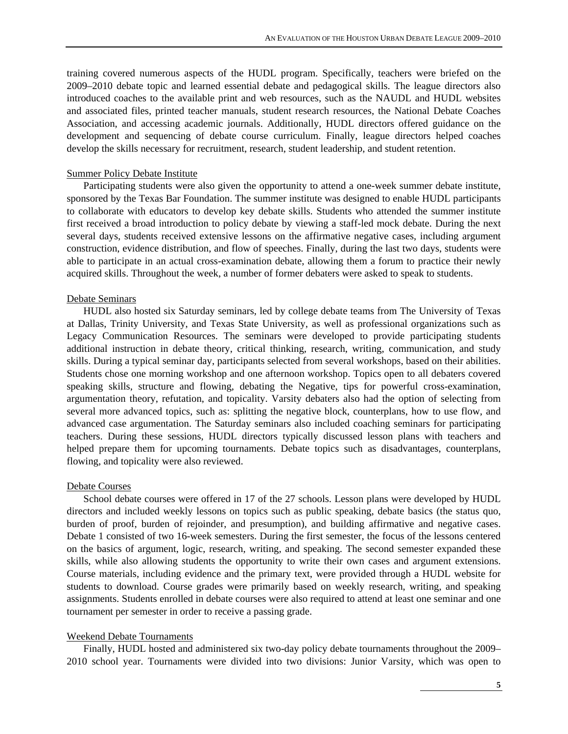training covered numerous aspects of the HUDL program. Specifically, teachers were briefed on the 2009–2010 debate topic and learned essential debate and pedagogical skills. The league directors also introduced coaches to the available print and web resources, such as the NAUDL and HUDL websites and associated files, printed teacher manuals, student research resources, the National Debate Coaches Association, and accessing academic journals. Additionally, HUDL directors offered guidance on the development and sequencing of debate course curriculum. Finally, league directors helped coaches develop the skills necessary for recruitment, research, student leadership, and student retention.

### Summer Policy Debate Institute

Participating students were also given the opportunity to attend a one-week summer debate institute, sponsored by the Texas Bar Foundation. The summer institute was designed to enable HUDL participants to collaborate with educators to develop key debate skills. Students who attended the summer institute first received a broad introduction to policy debate by viewing a staff-led mock debate. During the next several days, students received extensive lessons on the affirmative negative cases, including argument construction, evidence distribution, and flow of speeches. Finally, during the last two days, students were able to participate in an actual cross-examination debate, allowing them a forum to practice their newly acquired skills. Throughout the week, a number of former debaters were asked to speak to students.

### Debate Seminars

HUDL also hosted six Saturday seminars, led by college debate teams from The University of Texas at Dallas, Trinity University, and Texas State University, as well as professional organizations such as Legacy Communication Resources. The seminars were developed to provide participating students additional instruction in debate theory, critical thinking, research, writing, communication, and study skills. During a typical seminar day, participants selected from several workshops, based on their abilities. Students chose one morning workshop and one afternoon workshop. Topics open to all debaters covered speaking skills, structure and flowing, debating the Negative, tips for powerful cross-examination, argumentation theory, refutation, and topicality. Varsity debaters also had the option of selecting from several more advanced topics, such as: splitting the negative block, counterplans, how to use flow, and advanced case argumentation. The Saturday seminars also included coaching seminars for participating teachers. During these sessions, HUDL directors typically discussed lesson plans with teachers and helped prepare them for upcoming tournaments. Debate topics such as disadvantages, counterplans, flowing, and topicality were also reviewed.

### Debate Courses

School debate courses were offered in 17 of the 27 schools. Lesson plans were developed by HUDL directors and included weekly lessons on topics such as public speaking, debate basics (the status quo, burden of proof, burden of rejoinder, and presumption), and building affirmative and negative cases. Debate 1 consisted of two 16-week semesters. During the first semester, the focus of the lessons centered on the basics of argument, logic, research, writing, and speaking. The second semester expanded these skills, while also allowing students the opportunity to write their own cases and argument extensions. Course materials, including evidence and the primary text, were provided through a HUDL website for students to download. Course grades were primarily based on weekly research, writing, and speaking assignments. Students enrolled in debate courses were also required to attend at least one seminar and one tournament per semester in order to receive a passing grade.

### Weekend Debate Tournaments

Finally, HUDL hosted and administered six two-day policy debate tournaments throughout the 2009–2010 school year. Tournaments were divided into two divisions: Junior Varsity, which was open to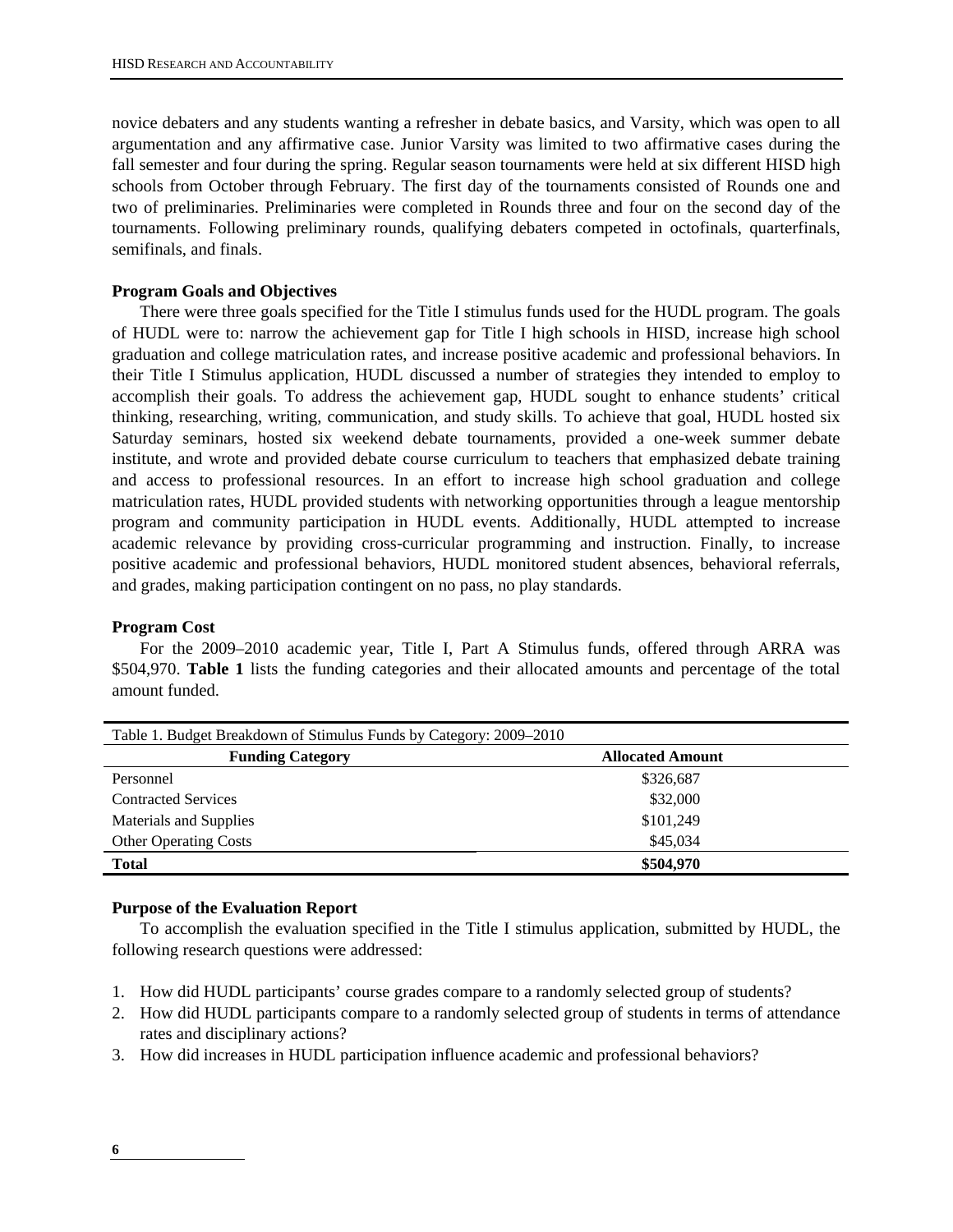novice debaters and any students wanting a refresher in debate basics, and Varsity, which was open to all argumentation and any affirmative case. Junior Varsity was limited to two affirmative cases during the fall semester and four during the spring. Regular season tournaments were held at six different HISD high schools from October through February. The first day of the tournaments consisted of Rounds one and two of preliminaries. Preliminaries were completed in Rounds three and four on the second day of the tournaments. Following preliminary rounds, qualifying debaters competed in octofinals, quarterfinals, semifinals, and finals.

**Program Goals and Objectives**

There were three goals specified for the Title I stimulus funds used for the HUDL program. The goals of HUDL were to: narrow the achievement gap for Title I high schools in HISD, increase high school graduation and college matriculation rates, and increase positive academic and professional behaviors. In their Title I Stimulus application, HUDL discussed a number of strategies they intended to employ to accomplish their goals. To address the achievement gap, HUDL sought to enhance students' critical thinking, researching, writing, communication, and study skills. To achieve that goal, HUDL hosted six Saturday seminars, hosted six weekend debate tournaments, provided a one-week summer debate institute, and wrote and provided debate course curriculum to teachers that emphasized debate training and access to professional resources. In an effort to increase high school graduation and college matriculation rates, HUDL provided students with networking opportunities through a league mentorship program and community participation in HUDL events. Additionally, HUDL attempted to increase academic relevance by providing cross-curricular programming and instruction. Finally, to increase positive academic and professional behaviors, HUDL monitored student absences, behavioral referrals, and grades, making participation contingent on no pass, no play standards.

**Program Cost**

For the 2009–2010 academic year, Title I, Part A Stimulus funds, offered through ARRA was \$504,970. **Table 1** lists the funding categories and their allocated amounts and percentage of the total amount funded.

Table 1. Budget Breakdown of Stimulus Funds by Category: 2009–2010

| Funding Category | Allocated Amount |
|---|---|
| Personnel | \$326,687 |
| Contracted Services | \$32,000 |
| Materials and Supplies | \$101,249 |
| Other Operating Costs | \$45,034 |
| **Total** | **\$504,970** |

**Purpose of the Evaluation Report**

To accomplish the evaluation specified in the Title I stimulus application, submitted by HUDL, the following research questions were addressed:

1. How did HUDL participants' course grades compare to a randomly selected group of students?
2. How did HUDL participants compare to a randomly selected group of students in terms of attendance rates and disciplinary actions?
3. How did increases in HUDL participation influence academic and professional behaviors?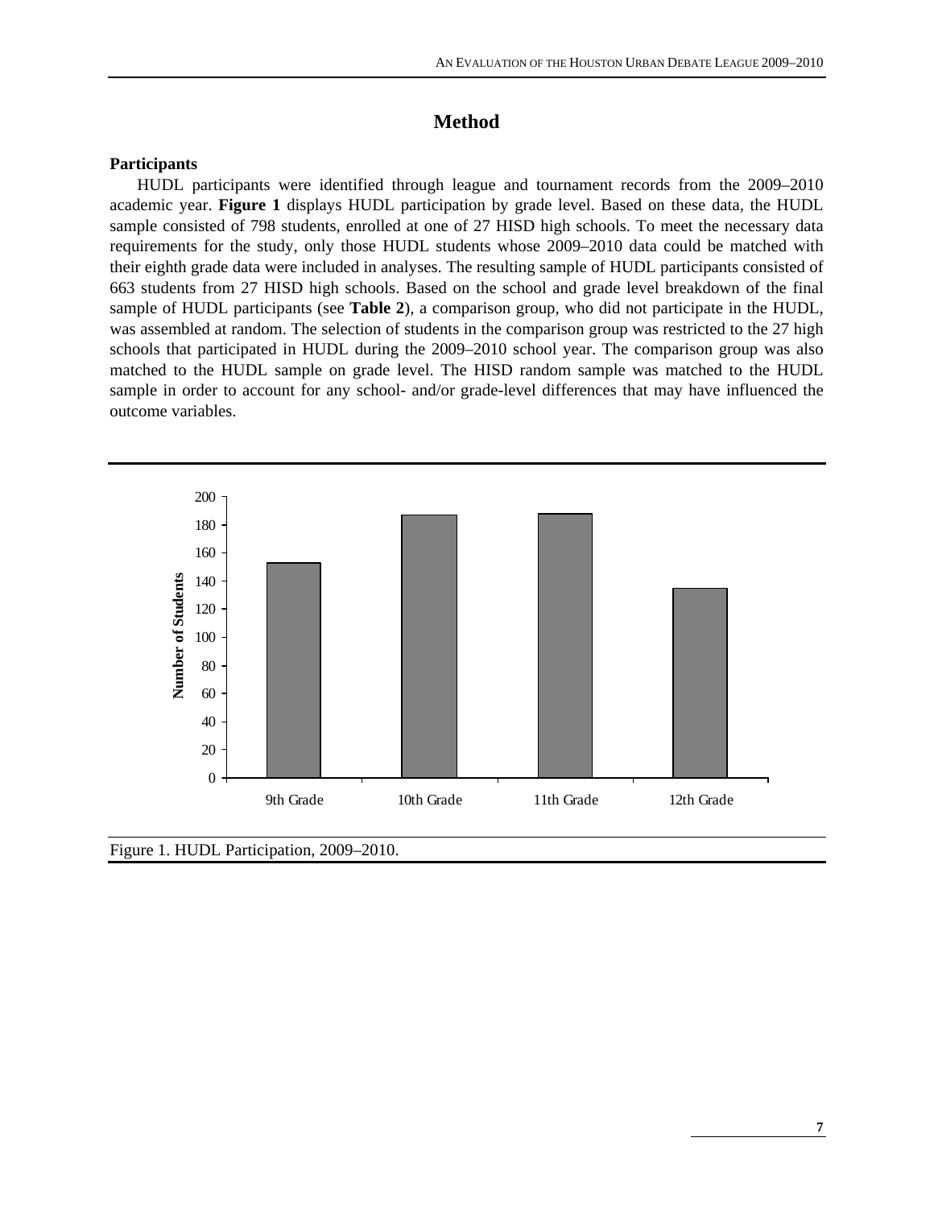# Method

### Participants

HUDL participants were identified through league and tournament records from the 2009–2010 academic year. **Figure 1** displays HUDL participation by grade level. Based on these data, the HUDL sample consisted of 798 students, enrolled at one of 27 HISD high schools. To meet the necessary data requirements for the study, only those HUDL students whose 2009–2010 data could be matched with their eighth grade data were included in analyses. The resulting sample of HUDL participants consisted of 663 students from 27 HISD high schools. Based on the school and grade level breakdown of the final sample of HUDL participants (see **Table 2**), a comparison group, who did not participate in the HUDL, was assembled at random. The selection of students in the comparison group was restricted to the 27 high schools that participated in HUDL during the 2009–2010 school year. The comparison group was also matched to the HUDL sample on grade level. The HISD random sample was matched to the HUDL sample in order to account for any school- and/or grade-level differences that may have influenced the outcome variables.

Figure 1. HUDL Participation, 2009–2010.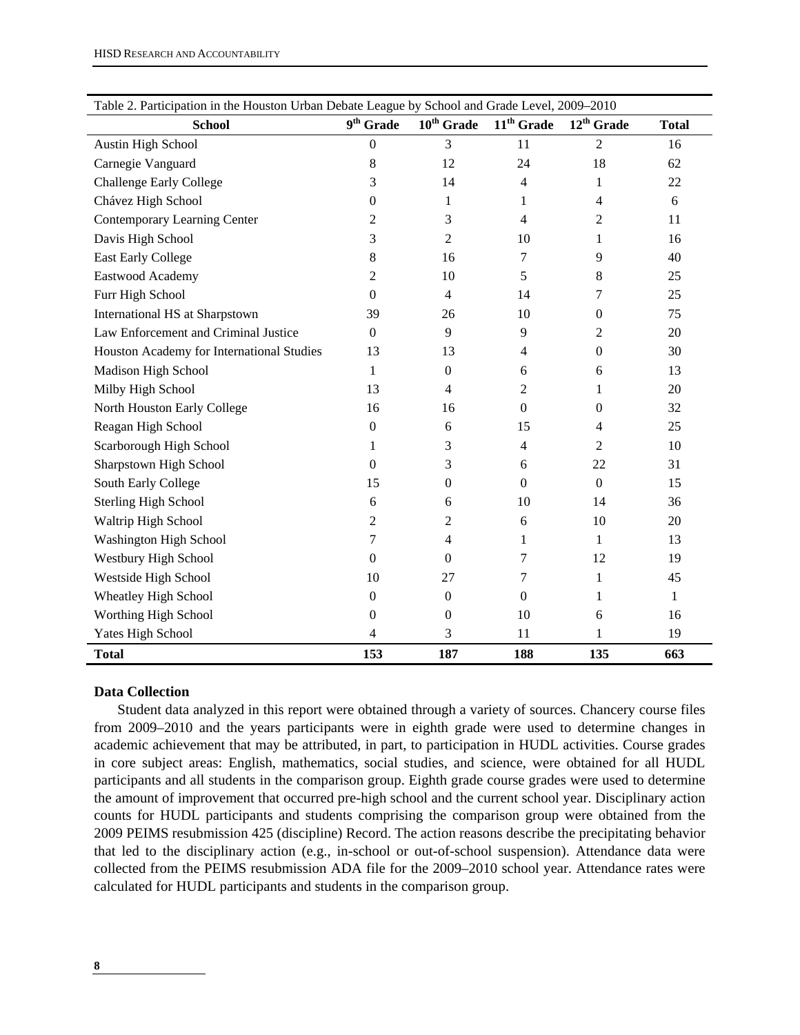Table 2. Participation in the Houston Urban Debate League by School and Grade Level, 2009–2010

| School | 9th Grade | 10th Grade | 11th Grade | 12th Grade | Total |
|---|---|---|---|---|---|
| Austin High School | 0 | 3 | 11 | 2 | 16 |
| Carnegie Vanguard | 8 | 12 | 24 | 18 | 62 |
| Challenge Early College | 3 | 14 | 4 | 1 | 22 |
| Chávez High School | 0 | 1 | 1 | 4 | 6 |
| Contemporary Learning Center | 2 | 3 | 4 | 2 | 11 |
| Davis High School | 3 | 2 | 10 | 1 | 16 |
| East Early College | 8 | 16 | 7 | 9 | 40 |
| Eastwood Academy | 2 | 10 | 5 | 8 | 25 |
| Furr High School | 0 | 4 | 14 | 7 | 25 |
| International HS at Sharpstown | 39 | 26 | 10 | 0 | 75 |
| Law Enforcement and Criminal Justice | 0 | 9 | 9 | 2 | 20 |
| Houston Academy for International Studies | 13 | 13 | 4 | 0 | 30 |
| Madison High School | 1 | 0 | 6 | 6 | 13 |
| Milby High School | 13 | 4 | 2 | 1 | 20 |
| North Houston Early College | 16 | 16 | 0 | 0 | 32 |
| Reagan High School | 0 | 6 | 15 | 4 | 25 |
| Scarborough High School | 1 | 3 | 4 | 2 | 10 |
| Sharpstown High School | 0 | 3 | 6 | 22 | 31 |
| South Early College | 15 | 0 | 0 | 0 | 15 |
| Sterling High School | 6 | 6 | 10 | 14 | 36 |
| Waltrip High School | 2 | 2 | 6 | 10 | 20 |
| Washington High School | 7 | 4 | 1 | 1 | 13 |
| Westbury High School | 0 | 0 | 7 | 12 | 19 |
| Westside High School | 10 | 27 | 7 | 1 | 45 |
| Wheatley High School | 0 | 0 | 0 | 1 | 1 |
| Worthing High School | 0 | 0 | 10 | 6 | 16 |
| Yates High School | 4 | 3 | 11 | 1 | 19 |
| **Total** | **153** | **187** | **188** | **135** | **663** |

### Data Collection

Student data analyzed in this report were obtained through a variety of sources. Chancery course files from 2009–2010 and the years participants were in eighth grade were used to determine changes in academic achievement that may be attributed, in part, to participation in HUDL activities. Course grades in core subject areas: English, mathematics, social studies, and science, were obtained for all HUDL participants and all students in the comparison group. Eighth grade course grades were used to determine the amount of improvement that occurred pre-high school and the current school year. Disciplinary action counts for HUDL participants and students comprising the comparison group were obtained from the 2009 PEIMS resubmission 425 (discipline) Record. The action reasons describe the precipitating behavior that led to the disciplinary action (e.g., in-school or out-of-school suspension). Attendance data were collected from the PEIMS resubmission ADA file for the 2009–2010 school year. Attendance rates were calculated for HUDL participants and students in the comparison group.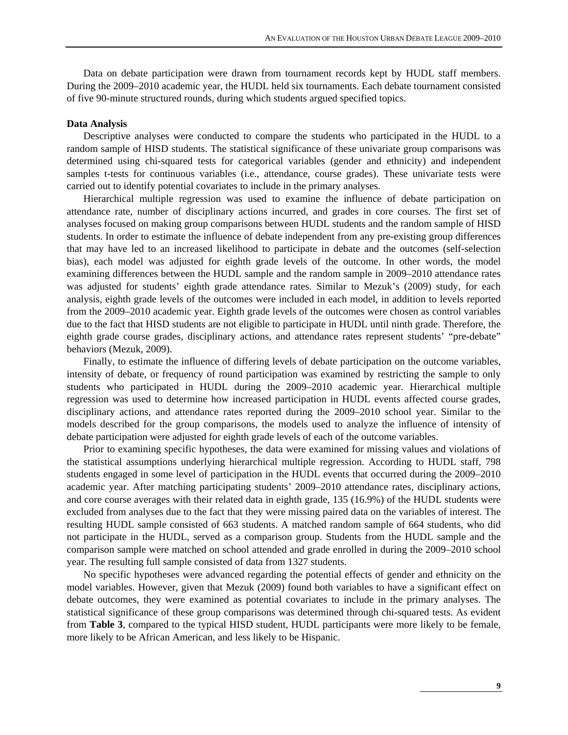Data on debate participation were drawn from tournament records kept by HUDL staff members. During the 2009–2010 academic year, the HUDL held six tournaments. Each debate tournament consisted of five 90-minute structured rounds, during which students argued specified topics.

**Data Analysis**

Descriptive analyses were conducted to compare the students who participated in the HUDL to a random sample of HISD students. The statistical significance of these univariate group comparisons was determined using chi-squared tests for categorical variables (gender and ethnicity) and independent samples t-tests for continuous variables (i.e., attendance, course grades). These univariate tests were carried out to identify potential covariates to include in the primary analyses.

Hierarchical multiple regression was used to examine the influence of debate participation on attendance rate, number of disciplinary actions incurred, and grades in core courses. The first set of analyses focused on making group comparisons between HUDL students and the random sample of HISD students. In order to estimate the influence of debate independent from any pre-existing group differences that may have led to an increased likelihood to participate in debate and the outcomes (self-selection bias), each model was adjusted for eighth grade levels of the outcome. In other words, the model examining differences between the HUDL sample and the random sample in 2009–2010 attendance rates was adjusted for students' eighth grade attendance rates. Similar to Mezuk's (2009) study, for each analysis, eighth grade levels of the outcomes were included in each model, in addition to levels reported from the 2009–2010 academic year. Eighth grade levels of the outcomes were chosen as control variables due to the fact that HISD students are not eligible to participate in HUDL until ninth grade. Therefore, the eighth grade course grades, disciplinary actions, and attendance rates represent students' "pre-debate" behaviors (Mezuk, 2009).

Finally, to estimate the influence of differing levels of debate participation on the outcome variables, intensity of debate, or frequency of round participation was examined by restricting the sample to only students who participated in HUDL during the 2009–2010 academic year. Hierarchical multiple regression was used to determine how increased participation in HUDL events affected course grades, disciplinary actions, and attendance rates reported during the 2009–2010 school year. Similar to the models described for the group comparisons, the models used to analyze the influence of intensity of debate participation were adjusted for eighth grade levels of each of the outcome variables.

Prior to examining specific hypotheses, the data were examined for missing values and violations of the statistical assumptions underlying hierarchical multiple regression. According to HUDL staff, 798 students engaged in some level of participation in the HUDL events that occurred during the 2009–2010 academic year. After matching participating students' 2009–2010 attendance rates, disciplinary actions, and core course averages with their related data in eighth grade, 135 (16.9%) of the HUDL students were excluded from analyses due to the fact that they were missing paired data on the variables of interest. The resulting HUDL sample consisted of 663 students. A matched random sample of 664 students, who did not participate in the HUDL, served as a comparison group. Students from the HUDL sample and the comparison sample were matched on school attended and grade enrolled in during the 2009–2010 school year. The resulting full sample consisted of data from 1327 students.

No specific hypotheses were advanced regarding the potential effects of gender and ethnicity on the model variables. However, given that Mezuk (2009) found both variables to have a significant effect on debate outcomes, they were examined as potential covariates to include in the primary analyses. The statistical significance of these group comparisons was determined through chi-squared tests. As evident from **Table 3**, compared to the typical HISD student, HUDL participants were more likely to be female, more likely to be African American, and less likely to be Hispanic.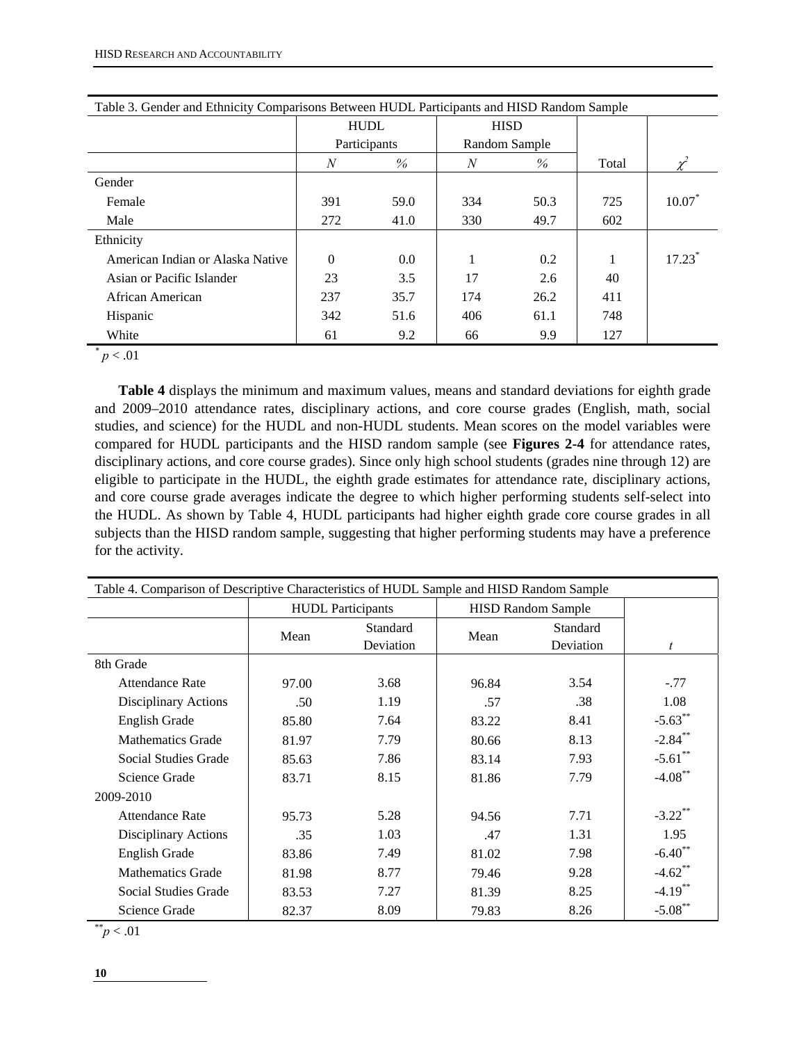Table 3. Gender and Ethnicity Comparisons Between HUDL Participants and HISD Random Sample

| | HUDL Participants | | HISD Random Sample | | | |
|---|---|---|---|---|---|---|
| | *N* | % | *N* | % | Total | $\chi^2$ |
| Gender | | | | | | |
| Female | 391 | 59.0 | 334 | 50.3 | 725 | $10.07^{*}$ |
| Male | 272 | 41.0 | 330 | 49.7 | 602 | |
| Ethnicity | | | | | | |
| American Indian or Alaska Native | 0 | 0.0 | 1 | 0.2 | 1 | $17.23^{*}$ |
| Asian or Pacific Islander | 23 | 3.5 | 17 | 2.6 | 40 | |
| African American | 237 | 35.7 | 174 | 26.2 | 411 | |
| Hispanic | 342 | 51.6 | 406 | 61.1 | 748 | |
| White | 61 | 9.2 | 66 | 9.9 | 127 | |

$^{*}p < .01$

**Table 4** displays the minimum and maximum values, means and standard deviations for eighth grade and 2009–2010 attendance rates, disciplinary actions, and core course grades (English, math, social studies, and science) for the HUDL and non-HUDL students. Mean scores on the model variables were compared for HUDL participants and the HISD random sample (see **Figures 2-4** for attendance rates, disciplinary actions, and core course grades). Since only high school students (grades nine through 12) are eligible to participate in the HUDL, the eighth grade estimates for attendance rate, disciplinary actions, and core course grade averages indicate the degree to which higher performing students self-select into the HUDL. As shown by Table 4, HUDL participants had higher eighth grade core course grades in all subjects than the HISD random sample, suggesting that higher performing students may have a preference for the activity.

Table 4. Comparison of Descriptive Characteristics of HUDL Sample and HISD Random Sample

| | HUDL Participants | | HISD Random Sample | | |
|---|---|---|---|---|---|
| | Mean | Standard Deviation | Mean | Standard Deviation | *t* |
| 8th Grade | | | | | |
| Attendance Rate | 97.00 | 3.68 | 96.84 | 3.54 | -.77 |
| Disciplinary Actions | .50 | 1.19 | .57 | .38 | 1.08 |
| English Grade | 85.80 | 7.64 | 83.22 | 8.41 | $-5.63^{**}$ |
| Mathematics Grade | 81.97 | 7.79 | 80.66 | 8.13 | $-2.84^{**}$ |
| Social Studies Grade | 85.63 | 7.86 | 83.14 | 7.93 | $-5.61^{**}$ |
| Science Grade | 83.71 | 8.15 | 81.86 | 7.79 | $-4.08^{**}$ |
| 2009-2010 | | | | | |
| Attendance Rate | 95.73 | 5.28 | 94.56 | 7.71 | $-3.22^{**}$ |
| Disciplinary Actions | .35 | 1.03 | .47 | 1.31 | 1.95 |
| English Grade | 83.86 | 7.49 | 81.02 | 7.98 | $-6.40^{**}$ |
| Mathematics Grade | 81.98 | 8.77 | 79.46 | 9.28 | $-4.62^{**}$ |
| Social Studies Grade | 83.53 | 7.27 | 81.39 | 8.25 | $-4.19^{**}$ |
| Science Grade | 82.37 | 8.09 | 79.83 | 8.26 | $-5.08^{**}$ |

$^{**}p < .01$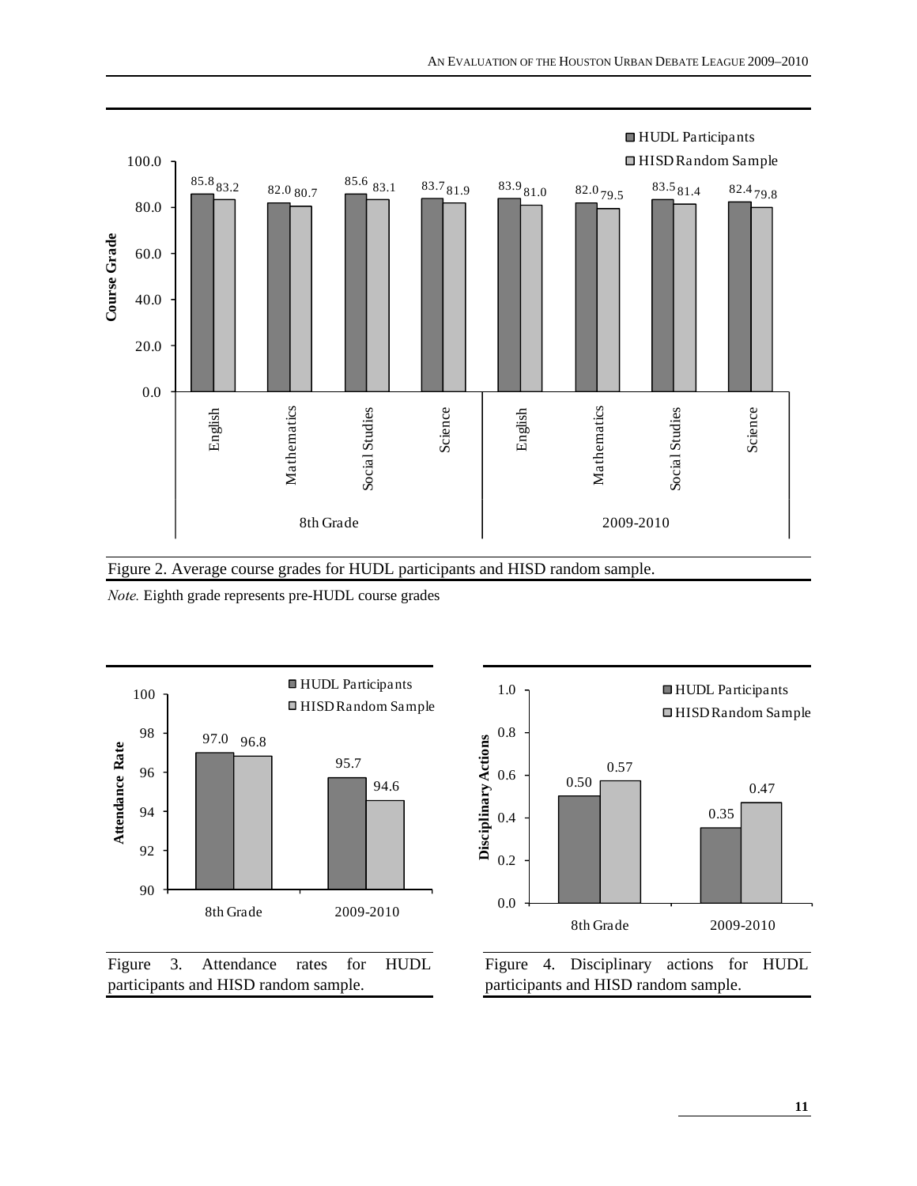Figure 2. Average course grades for HUDL participants and HISD random sample.

*Note.* Eighth grade represents pre-HUDL course grades

Figure 3. Attendance rates for HUDL participants and HISD random sample.

Figure 4. Disciplinary actions for HUDL participants and HISD random sample.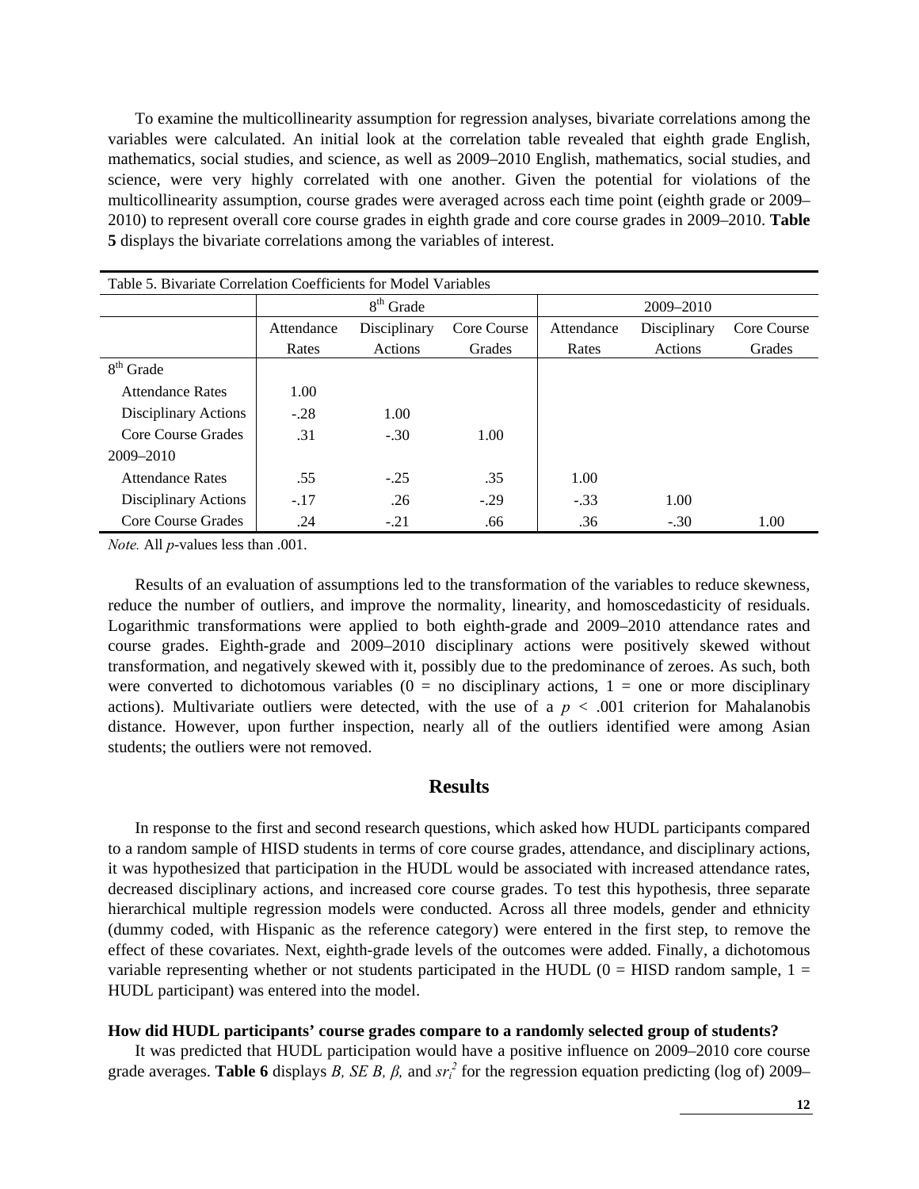To examine the multicollinearity assumption for regression analyses, bivariate correlations among the variables were calculated. An initial look at the correlation table revealed that eighth grade English, mathematics, social studies, and science, as well as 2009–2010 English, mathematics, social studies, and science, were very highly correlated with one another. Given the potential for violations of the multicollinearity assumption, course grades were averaged across each time point (eighth grade or 2009–2010) to represent overall core course grades in eighth grade and core course grades in 2009–2010. **Table 5** displays the bivariate correlations among the variables of interest.

Table 5. Bivariate Correlation Coefficients for Model Variables

| | 8th Grade | | | 2009–2010 | | |
|---|---|---|---|---|---|---|
| | Attendance Rates | Disciplinary Actions | Core Course Grades | Attendance Rates | Disciplinary Actions | Core Course Grades |
| 8th Grade | | | | | | |
| Attendance Rates | 1.00 | | | | | |
| Disciplinary Actions | -.28 | 1.00 | | | | |
| Core Course Grades | .31 | -.30 | 1.00 | | | |
| 2009–2010 | | | | | | |
| Attendance Rates | .55 | -.25 | .35 | 1.00 | | |
| Disciplinary Actions | -.17 | .26 | -.29 | -.33 | 1.00 | |
| Core Course Grades | .24 | -.21 | .66 | .36 | -.30 | 1.00 |

*Note.* All *p*-values less than .001.

Results of an evaluation of assumptions led to the transformation of the variables to reduce skewness, reduce the number of outliers, and improve the normality, linearity, and homoscedasticity of residuals. Logarithmic transformations were applied to both eighth-grade and 2009–2010 attendance rates and course grades. Eighth-grade and 2009–2010 disciplinary actions were positively skewed without transformation, and negatively skewed with it, possibly due to the predominance of zeroes. As such, both were converted to dichotomous variables (0 = no disciplinary actions, 1 = one or more disciplinary actions). Multivariate outliers were detected, with the use of a $p < .001$ criterion for Mahalanobis distance. However, upon further inspection, nearly all of the outliers identified were among Asian students; the outliers were not removed.

## Results

In response to the first and second research questions, which asked how HUDL participants compared to a random sample of HISD students in terms of core course grades, attendance, and disciplinary actions, it was hypothesized that participation in the HUDL would be associated with increased attendance rates, decreased disciplinary actions, and increased core course grades. To test this hypothesis, three separate hierarchical multiple regression models were conducted. Across all three models, gender and ethnicity (dummy coded, with Hispanic as the reference category) were entered in the first step, to remove the effect of these covariates. Next, eighth-grade levels of the outcomes were added. Finally, a dichotomous variable representing whether or not students participated in the HUDL (0 = HISD random sample, 1 = HUDL participant) was entered into the model.

### How did HUDL participants' course grades compare to a randomly selected group of students?

It was predicted that HUDL participation would have a positive influence on 2009–2010 core course grade averages. **Table 6** displays *B, SE B, β,* and $sr_i^2$ for the regression equation predicting (log of) 2009–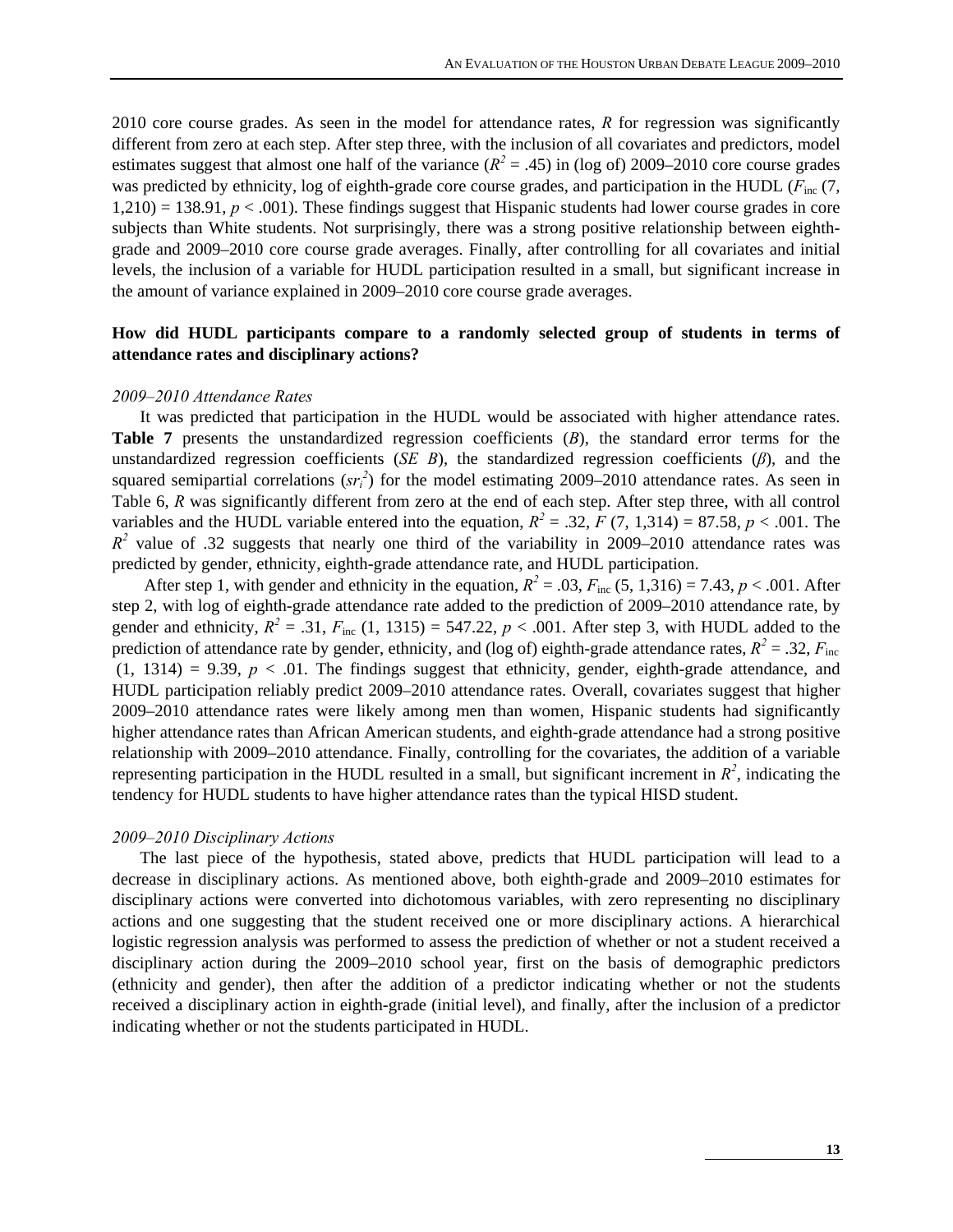2010 core course grades. As seen in the model for attendance rates, *R* for regression was significantly different from zero at each step. After step three, with the inclusion of all covariates and predictors, model estimates suggest that almost one half of the variance ($R^2$ = .45) in (log of) 2009–2010 core course grades was predicted by ethnicity, log of eighth-grade core course grades, and participation in the HUDL ($F_{\text{inc}}$ (7, 1,210) = 138.91, $p$ < .001). These findings suggest that Hispanic students had lower course grades in core subjects than White students. Not surprisingly, there was a strong positive relationship between eighth-grade and 2009–2010 core course grade averages. Finally, after controlling for all covariates and initial levels, the inclusion of a variable for HUDL participation resulted in a small, but significant increase in the amount of variance explained in 2009–2010 core course grade averages.

**How did HUDL participants compare to a randomly selected group of students in terms of attendance rates and disciplinary actions?**

*2009–2010 Attendance Rates*

It was predicted that participation in the HUDL would be associated with higher attendance rates. **Table 7** presents the unstandardized regression coefficients (*B*), the standard error terms for the unstandardized regression coefficients (*SE B*), the standardized regression coefficients ($\beta$), and the squared semipartial correlations ($sr_i^2$) for the model estimating 2009–2010 attendance rates. As seen in Table 6, *R* was significantly different from zero at the end of each step. After step three, with all control variables and the HUDL variable entered into the equation, $R^2$ = .32, $F$ (7, 1,314) = 87.58, $p$ < .001. The $R^2$ value of .32 suggests that nearly one third of the variability in 2009–2010 attendance rates was predicted by gender, ethnicity, eighth-grade attendance rate, and HUDL participation.

After step 1, with gender and ethnicity in the equation, $R^2$ = .03, $F_{\text{inc}}$ (5, 1,316) = 7.43, $p$ < .001. After step 2, with log of eighth-grade attendance rate added to the prediction of 2009–2010 attendance rate, by gender and ethnicity, $R^2$ = .31, $F_{\text{inc}}$ (1, 1315) = 547.22, $p$ < .001. After step 3, with HUDL added to the prediction of attendance rate by gender, ethnicity, and (log of) eighth-grade attendance rates, $R^2$ = .32, $F_{\text{inc}}$ (1, 1314) = 9.39, $p$ < .01. The findings suggest that ethnicity, gender, eighth-grade attendance, and HUDL participation reliably predict 2009–2010 attendance rates. Overall, covariates suggest that higher 2009–2010 attendance rates were likely among men than women, Hispanic students had significantly higher attendance rates than African American students, and eighth-grade attendance had a strong positive relationship with 2009–2010 attendance. Finally, controlling for the covariates, the addition of a variable representing participation in the HUDL resulted in a small, but significant increment in $R^2$, indicating the tendency for HUDL students to have higher attendance rates than the typical HISD student.

*2009–2010 Disciplinary Actions*

The last piece of the hypothesis, stated above, predicts that HUDL participation will lead to a decrease in disciplinary actions. As mentioned above, both eighth-grade and 2009–2010 estimates for disciplinary actions were converted into dichotomous variables, with zero representing no disciplinary actions and one suggesting that the student received one or more disciplinary actions. A hierarchical logistic regression analysis was performed to assess the prediction of whether or not a student received a disciplinary action during the 2009–2010 school year, first on the basis of demographic predictors (ethnicity and gender), then after the addition of a predictor indicating whether or not the students received a disciplinary action in eighth-grade (initial level), and finally, after the inclusion of a predictor indicating whether or not the students participated in HUDL.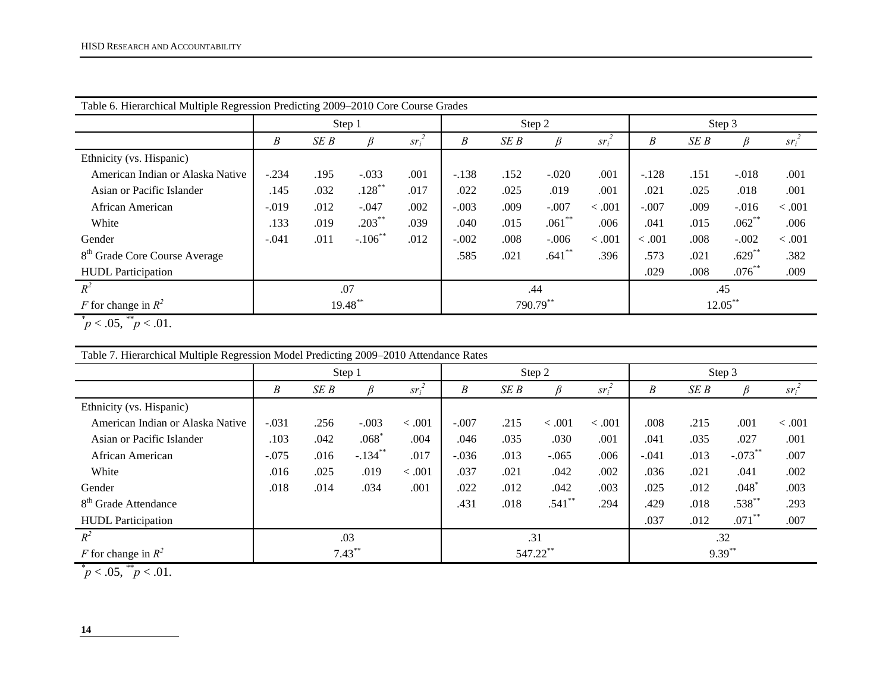Table 6. Hierarchical Multiple Regression Predicting 2009–2010 Core Course Grades

| | Step 1 | | | | Step 2 | | | | Step 3 | | | |
|---|---|---|---|---|---|---|---|---|---|---|---|---|
| | $B$ | $SE\ B$ | $\beta$ | $sr_i^2$ | $B$ | $SE\ B$ | $\beta$ | $sr_i^2$ | $B$ | $SE\ B$ | $\beta$ | $sr_i^2$ |
| Ethnicity (vs. Hispanic) | | | | | | | | | | | | |
| American Indian or Alaska Native | -.234 | .195 | -.033 | .001 | -.138 | .152 | -.020 | .001 | -.128 | .151 | -.018 | .001 |
| Asian or Pacific Islander | .145 | .032 | $.128^{**}$ | .017 | .022 | .025 | .019 | .001 | .021 | .025 | .018 | .001 |
| African American | -.019 | .012 | -.047 | .002 | -.003 | .009 | -.007 | < .001 | -.007 | .009 | -.016 | < .001 |
| White | .133 | .019 | $.203^{**}$ | .039 | .040 | .015 | $.061^{**}$ | .006 | .041 | .015 | $.062^{**}$ | .006 |
| Gender | -.041 | .011 | $-.106^{**}$ | .012 | -.002 | .008 | -.006 | < .001 | < .001 | .008 | -.002 | < .001 |
| 8th Grade Core Course Average | | | | | .585 | .021 | $.641^{**}$ | .396 | .573 | .021 | $.629^{**}$ | .382 |
| HUDL Participation | | | | | | | | | .029 | .008 | $.076^{**}$ | .009 |
| $R^2$ | .07 | | | | .44 | | | | .45 | | | |
| $F$ for change in $R^2$ | $19.48^{**}$ | | | | $790.79^{**}$ | | | | $12.05^{**}$ | | | |

$^{*}p < .05$, $^{**}p < .01$.

Table 7. Hierarchical Multiple Regression Model Predicting 2009–2010 Attendance Rates

| | Step 1 | | | | Step 2 | | | | Step 3 | | | |
|---|---|---|---|---|---|---|---|---|---|---|---|---|
| | $B$ | $SE\ B$ | $\beta$ | $sr_i^2$ | $B$ | $SE\ B$ | $\beta$ | $sr_i^2$ | $B$ | $SE\ B$ | $\beta$ | $sr_i^2$ |
| Ethnicity (vs. Hispanic) | | | | | | | | | | | | |
| American Indian or Alaska Native | -.031 | .256 | -.003 | < .001 | -.007 | .215 | < .001 | < .001 | .008 | .215 | .001 | < .001 |
| Asian or Pacific Islander | .103 | .042 | $.068^{*}$ | .004 | .046 | .035 | .030 | .001 | .041 | .035 | .027 | .001 |
| African American | -.075 | .016 | $-.134^{**}$ | .017 | -.036 | .013 | -.065 | .006 | -.041 | .013 | $-.073^{**}$ | .007 |
| White | .016 | .025 | .019 | < .001 | .037 | .021 | .042 | .002 | .036 | .021 | .041 | .002 |
| Gender | .018 | .014 | .034 | .001 | .022 | .012 | .042 | .003 | .025 | .012 | $.048^{*}$ | .003 |
| 8th Grade Attendance | | | | | .431 | .018 | $.541^{**}$ | .294 | .429 | .018 | $.538^{**}$ | .293 |
| HUDL Participation | | | | | | | | | .037 | .012 | $.071^{**}$ | .007 |
| $R^2$ | .03 | | | | .31 | | | | .32 | | | |
| $F$ for change in $R^2$ | $7.43^{**}$ | | | | $547.22^{**}$ | | | | $9.39^{**}$ | | | |

$^{*}p < .05$, $^{**}p < .01$.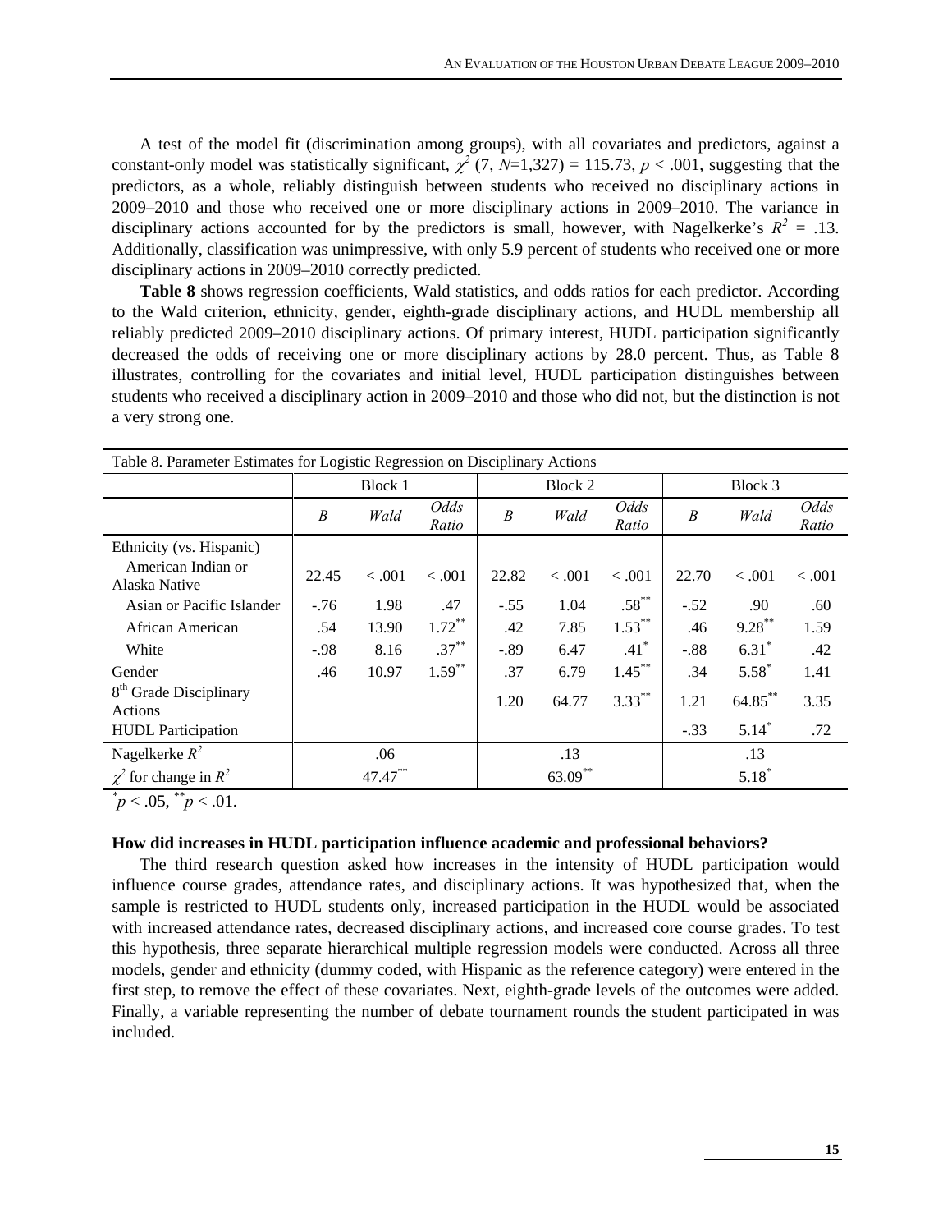A test of the model fit (discrimination among groups), with all covariates and predictors, against a constant-only model was statistically significant, $\chi^2$ (7, $N$=1,327) = 115.73, $p < .001$, suggesting that the predictors, as a whole, reliably distinguish between students who received no disciplinary actions in 2009–2010 and those who received one or more disciplinary actions in 2009–2010. The variance in disciplinary actions accounted for by the predictors is small, however, with Nagelkerke's $R^2 = .13$. Additionally, classification was unimpressive, with only 5.9 percent of students who received one or more disciplinary actions in 2009–2010 correctly predicted.

**Table 8** shows regression coefficients, Wald statistics, and odds ratios for each predictor. According to the Wald criterion, ethnicity, gender, eighth-grade disciplinary actions, and HUDL membership all reliably predicted 2009–2010 disciplinary actions. Of primary interest, HUDL participation significantly decreased the odds of receiving one or more disciplinary actions by 28.0 percent. Thus, as Table 8 illustrates, controlling for the covariates and initial level, HUDL participation distinguishes between students who received a disciplinary action in 2009–2010 and those who did not, but the distinction is not a very strong one.

Table 8. Parameter Estimates for Logistic Regression on Disciplinary Actions

| | Block 1 | | | Block 2 | | | Block 3 | | |
|---|---|---|---|---|---|---|---|---|---|
| | *B* | *Wald* | *Odds Ratio* | *B* | *Wald* | *Odds Ratio* | *B* | *Wald* | *Odds Ratio* |
| Ethnicity (vs. Hispanic) | | | | | | | | | |
| American Indian or Alaska Native | 22.45 | < .001 | < .001 | 22.82 | < .001 | < .001 | 22.70 | < .001 | < .001 |
| Asian or Pacific Islander | -.76 | 1.98 | .47 | -.55 | 1.04 | .58** | -.52 | .90 | .60 |
| African American | .54 | 13.90 | 1.72** | .42 | 7.85 | 1.53** | .46 | 9.28** | 1.59 |
| White | -.98 | 8.16 | .37** | -.89 | 6.47 | .41* | -.88 | 6.31* | .42 |
| Gender | .46 | 10.97 | 1.59** | .37 | 6.79 | 1.45** | .34 | 5.58* | 1.41 |
| 8th Grade Disciplinary Actions | | | | 1.20 | 64.77 | 3.33** | 1.21 | 64.85** | 3.35 |
| HUDL Participation | | | | | | | -.33 | 5.14* | .72 |
| Nagelkerke $R^2$ | | .06 | | | .13 | | | .13 | |
| $\chi^2$ for change in $R^2$ | | 47.47** | | | 63.09** | | | 5.18* | |

*$p < .05$, **$p < .01$.

**How did increases in HUDL participation influence academic and professional behaviors?**

The third research question asked how increases in the intensity of HUDL participation would influence course grades, attendance rates, and disciplinary actions. It was hypothesized that, when the sample is restricted to HUDL students only, increased participation in the HUDL would be associated with increased attendance rates, decreased disciplinary actions, and increased core course grades. To test this hypothesis, three separate hierarchical multiple regression models were conducted. Across all three models, gender and ethnicity (dummy coded, with Hispanic as the reference category) were entered in the first step, to remove the effect of these covariates. Next, eighth-grade levels of the outcomes were added. Finally, a variable representing the number of debate tournament rounds the student participated in was included.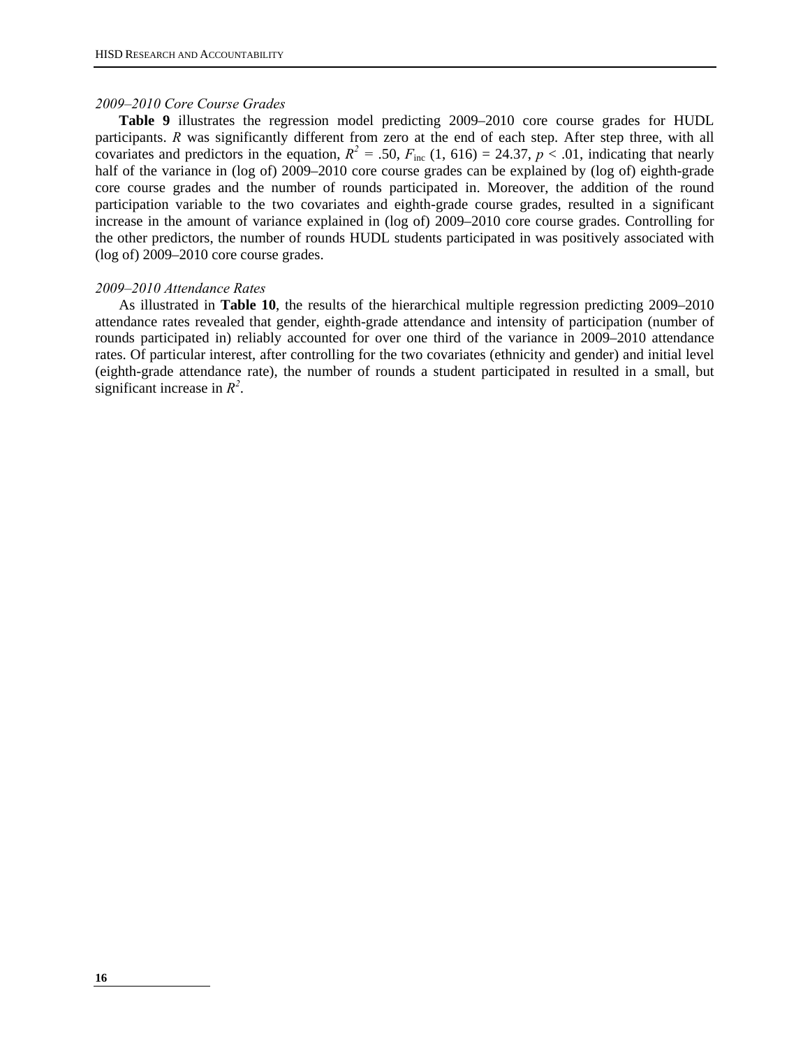*2009–2010 Core Course Grades*

**Table 9** illustrates the regression model predicting 2009–2010 core course grades for HUDL participants. $R$ was significantly different from zero at the end of each step. After step three, with all covariates and predictors in the equation, $R^2 = .50$, $F_{\text{inc}}$ $(1, 616) = 24.37$, $p < .01$, indicating that nearly half of the variance in (log of) 2009–2010 core course grades can be explained by (log of) eighth-grade core course grades and the number of rounds participated in. Moreover, the addition of the round participation variable to the two covariates and eighth-grade course grades, resulted in a significant increase in the amount of variance explained in (log of) 2009–2010 core course grades. Controlling for the other predictors, the number of rounds HUDL students participated in was positively associated with (log of) 2009–2010 core course grades.

*2009–2010 Attendance Rates*

As illustrated in **Table 10**, the results of the hierarchical multiple regression predicting 2009–2010 attendance rates revealed that gender, eighth-grade attendance and intensity of participation (number of rounds participated in) reliably accounted for over one third of the variance in 2009–2010 attendance rates. Of particular interest, after controlling for the two covariates (ethnicity and gender) and initial level (eighth-grade attendance rate), the number of rounds a student participated in resulted in a small, but significant increase in $R^2$.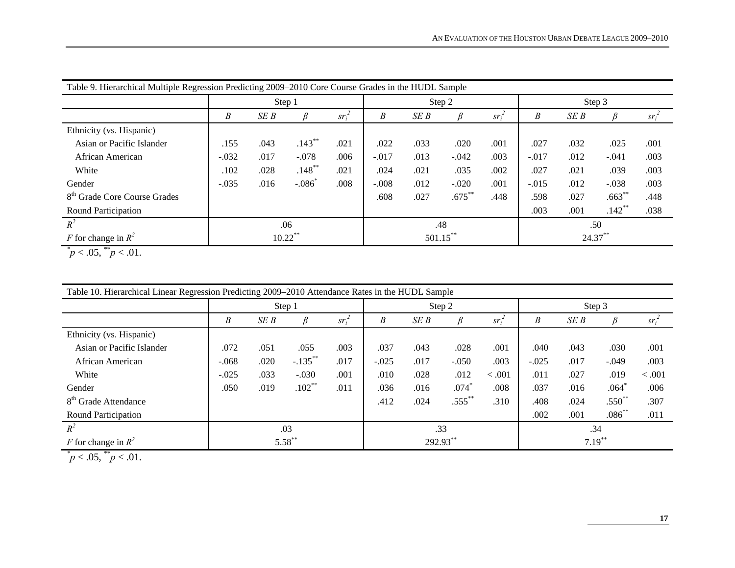Table 9. Hierarchical Multiple Regression Predicting 2009–2010 Core Course Grades in the HUDL Sample

| | Step 1 | | | | Step 2 | | | | Step 3 | | | |
|---|---|---|---|---|---|---|---|---|---|---|---|---|
| | *B* | *SE B* | $\beta$ | $sr_i^2$ | *B* | *SE B* | $\beta$ | $sr_i^2$ | *B* | *SE B* | $\beta$ | $sr_i^2$ |
| Ethnicity (vs. Hispanic) | | | | | | | | | | | | |
| Asian or Pacific Islander | .155 | .043 | $.143^{**}$ | .021 | .022 | .033 | .020 | .001 | .027 | .032 | .025 | .001 |
| African American | -.032 | .017 | -.078 | .006 | -.017 | .013 | -.042 | .003 | -.017 | .012 | -.041 | .003 |
| White | .102 | .028 | $.148^{**}$ | .021 | .024 | .021 | .035 | .002 | .027 | .021 | .039 | .003 |
| Gender | -.035 | .016 | $-.086^{*}$ | .008 | -.008 | .012 | -.020 | .001 | -.015 | .012 | -.038 | .003 |
| 8th Grade Core Course Grades | | | | | .608 | .027 | $.675^{**}$ | .448 | .598 | .027 | $.663^{**}$ | .448 |
| Round Participation | | | | | | | | | .003 | .001 | $.142^{**}$ | .038 |
| $R^2$ | .06 | | | | .48 | | | | .50 | | | |
| $F$ for change in $R^2$ | $10.22^{**}$ | | | | $501.15^{**}$ | | | | $24.37^{**}$ | | | |

$^{*}p < .05$, $^{**}p < .01$.

Table 10. Hierarchical Linear Regression Predicting 2009–2010 Attendance Rates in the HUDL Sample

| | Step 1 | | | | Step 2 | | | | Step 3 | | | |
|---|---|---|---|---|---|---|---|---|---|---|---|---|
| | *B* | *SE B* | $\beta$ | $sr_i^2$ | *B* | *SE B* | $\beta$ | $sr_i^2$ | *B* | *SE B* | $\beta$ | $sr_i^2$ |
| Ethnicity (vs. Hispanic) | | | | | | | | | | | | |
| Asian or Pacific Islander | .072 | .051 | .055 | .003 | .037 | .043 | .028 | .001 | .040 | .043 | .030 | .001 |
| African American | -.068 | .020 | $-.135^{**}$ | .017 | -.025 | .017 | -.050 | .003 | -.025 | .017 | -.049 | .003 |
| White | -.025 | .033 | -.030 | .001 | .010 | .028 | .012 | < .001 | .011 | .027 | .019 | < .001 |
| Gender | .050 | .019 | $.102^{**}$ | .011 | .036 | .016 | $.074^{*}$ | .008 | .037 | .016 | $.064^{*}$ | .006 |
| 8th Grade Attendance | | | | | .412 | .024 | $.555^{**}$ | .310 | .408 | .024 | $.550^{**}$ | .307 |
| Round Participation | | | | | | | | | .002 | .001 | $.086^{**}$ | .011 |
| $R^2$ | .03 | | | | .33 | | | | .34 | | | |
| $F$ for change in $R^2$ | $5.58^{**}$ | | | | $292.93^{**}$ | | | | $7.19^{**}$ | | | |

$^{*}p < .05$, $^{**}p < .01$.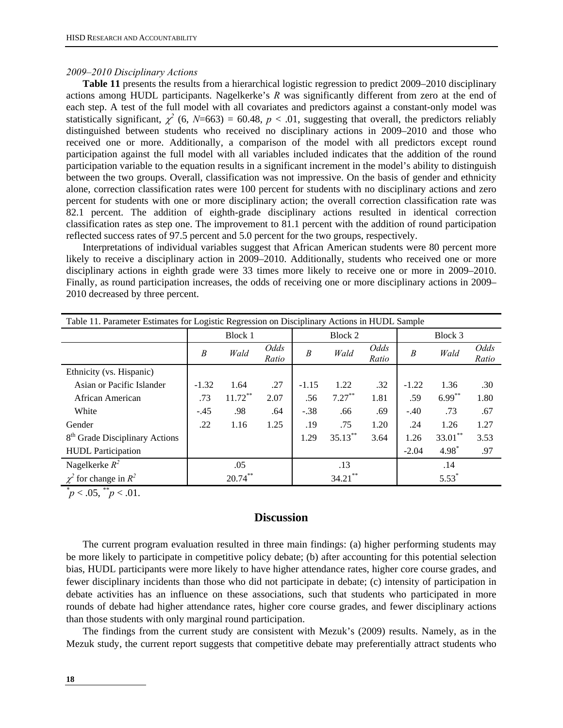*2009–2010 Disciplinary Actions*

**Table 11** presents the results from a hierarchical logistic regression to predict 2009–2010 disciplinary actions among HUDL participants. Nagelkerke's *R* was significantly different from zero at the end of each step. A test of the full model with all covariates and predictors against a constant-only model was statistically significant, $\chi^2$ (6, $N$=663) = 60.48, $p$ < .01, suggesting that overall, the predictors reliably distinguished between students who received no disciplinary actions in 2009–2010 and those who received one or more. Additionally, a comparison of the model with all predictors except round participation against the full model with all variables included indicates that the addition of the round participation variable to the equation results in a significant increment in the model's ability to distinguish between the two groups. Overall, classification was not impressive. On the basis of gender and ethnicity alone, correction classification rates were 100 percent for students with no disciplinary actions and zero percent for students with one or more disciplinary action; the overall correction classification rate was 82.1 percent. The addition of eighth-grade disciplinary actions resulted in identical correction classification rates as step one. The improvement to 81.1 percent with the addition of round participation reflected success rates of 97.5 percent and 5.0 percent for the two groups, respectively.

Interpretations of individual variables suggest that African American students were 80 percent more likely to receive a disciplinary action in 2009–2010. Additionally, students who received one or more disciplinary actions in eighth grade were 33 times more likely to receive one or more in 2009–2010. Finally, as round participation increases, the odds of receiving one or more disciplinary actions in 2009–2010 decreased by three percent.

Table 11. Parameter Estimates for Logistic Regression on Disciplinary Actions in HUDL Sample

| | Block 1 | | | Block 2 | | | Block 3 | | |
|---|---|---|---|---|---|---|---|---|---|
| | *B* | *Wald* | *Odds Ratio* | *B* | *Wald* | *Odds Ratio* | *B* | *Wald* | *Odds Ratio* |
| Ethnicity (vs. Hispanic) | | | | | | | | | |
| Asian or Pacific Islander | -1.32 | 1.64 | .27 | -1.15 | 1.22 | .32 | -1.22 | 1.36 | .30 |
| African American | .73 | 11.72** | 2.07 | .56 | 7.27** | 1.81 | .59 | 6.99** | 1.80 |
| White | -.45 | .98 | .64 | -.38 | .66 | .69 | -.40 | .73 | .67 |
| Gender | .22 | 1.16 | 1.25 | .19 | .75 | 1.20 | .24 | 1.26 | 1.27 |
| 8th Grade Disciplinary Actions | | | | 1.29 | 35.13** | 3.64 | 1.26 | 33.01** | 3.53 |
| HUDL Participation | | | | | | | -2.04 | 4.98* | .97 |
| Nagelkerke $R^2$ | .05 | | | .13 | | | .14 | | |
| $\chi^2$ for change in $R^2$ | 20.74** | | | 34.21** | | | 5.53* | | |

*$p$ < .05, **$p$ < .01.

## Discussion

The current program evaluation resulted in three main findings: (a) higher performing students may be more likely to participate in competitive policy debate; (b) after accounting for this potential selection bias, HUDL participants were more likely to have higher attendance rates, higher core course grades, and fewer disciplinary incidents than those who did not participate in debate; (c) intensity of participation in debate activities has an influence on these associations, such that students who participated in more rounds of debate had higher attendance rates, higher core course grades, and fewer disciplinary actions than those students with only marginal round participation.

The findings from the current study are consistent with Mezuk's (2009) results. Namely, as in the Mezuk study, the current report suggests that competitive debate may preferentially attract students who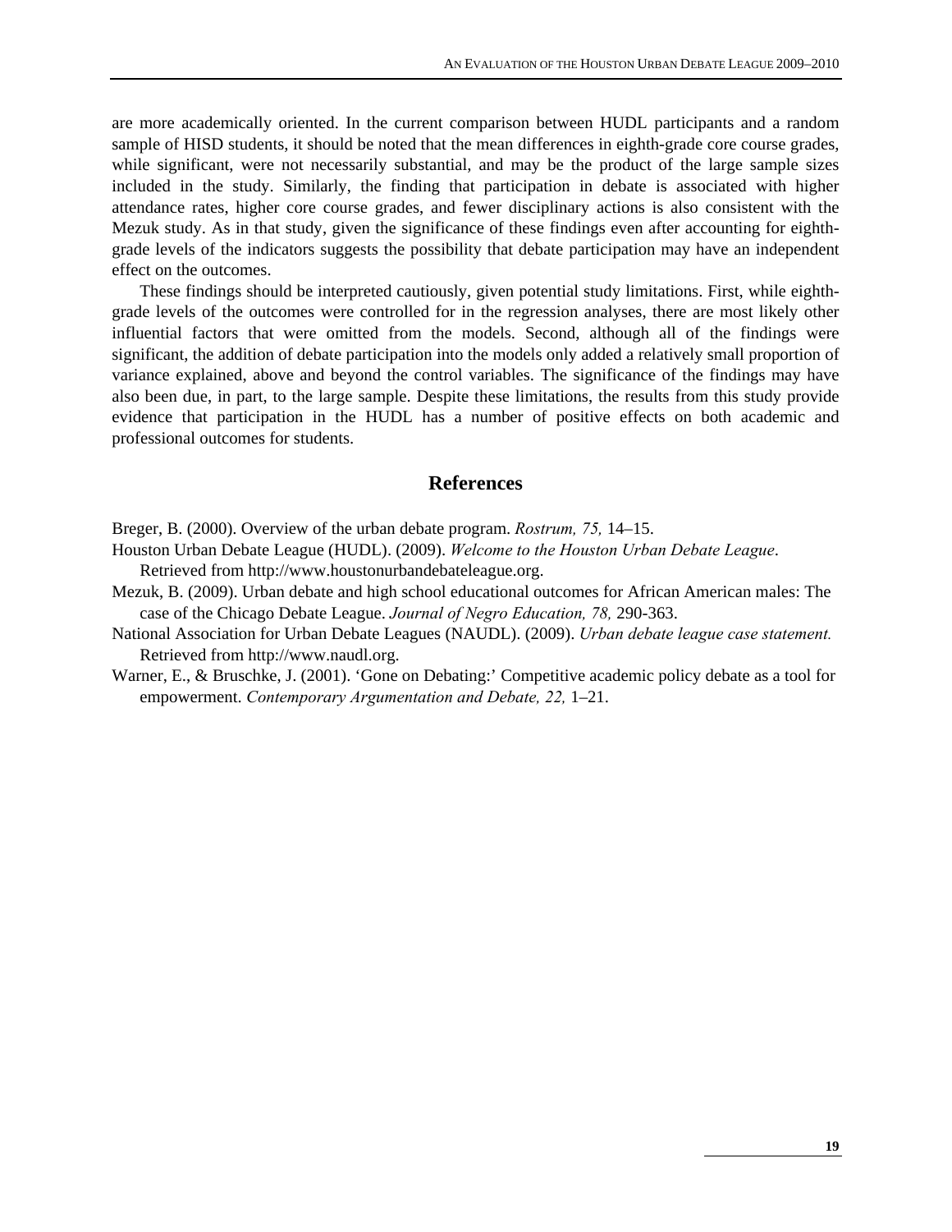are more academically oriented. In the current comparison between HUDL participants and a random sample of HISD students, it should be noted that the mean differences in eighth-grade core course grades, while significant, were not necessarily substantial, and may be the product of the large sample sizes included in the study. Similarly, the finding that participation in debate is associated with higher attendance rates, higher core course grades, and fewer disciplinary actions is also consistent with the Mezuk study. As in that study, given the significance of these findings even after accounting for eighth-grade levels of the indicators suggests the possibility that debate participation may have an independent effect on the outcomes.

These findings should be interpreted cautiously, given potential study limitations. First, while eighth-grade levels of the outcomes were controlled for in the regression analyses, there are most likely other influential factors that were omitted from the models. Second, although all of the findings were significant, the addition of debate participation into the models only added a relatively small proportion of variance explained, above and beyond the control variables. The significance of the findings may have also been due, in part, to the large sample. Despite these limitations, the results from this study provide evidence that participation in the HUDL has a number of positive effects on both academic and professional outcomes for students.

## References

Breger, B. (2000). Overview of the urban debate program. *Rostrum, 75,* 14–15.

Houston Urban Debate League (HUDL). (2009). *Welcome to the Houston Urban Debate League*. Retrieved from http://www.houstonurbandebateleague.org.

Mezuk, B. (2009). Urban debate and high school educational outcomes for African American males: The case of the Chicago Debate League. *Journal of Negro Education, 78,* 290-363.

National Association for Urban Debate Leagues (NAUDL). (2009). *Urban debate league case statement.* Retrieved from http://www.naudl.org.

Warner, E., & Bruschke, J. (2001). 'Gone on Debating:' Competitive academic policy debate as a tool for empowerment. *Contemporary Argumentation and Debate, 22,* 1–21.